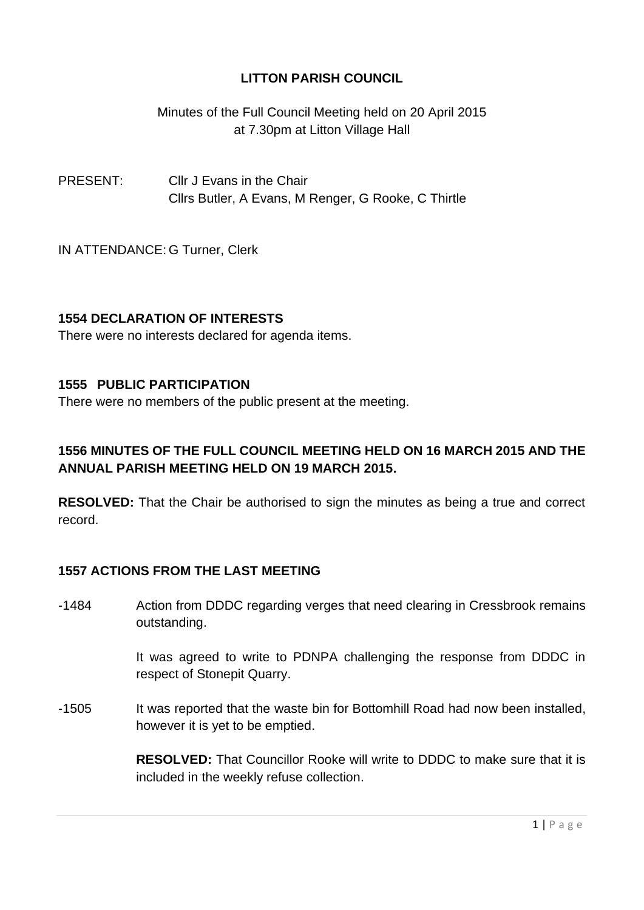# LITTON PARISH COUNCIL

Minutes of the Full Council Meeting held on 20 April 2015 at 7.30pm at Litton Village Hall

PRESENT: Cllr J Evans in the Chair
Cllrs Butler, A Evans, M Renger, G Rooke, C Thirtle

IN ATTENDANCE: G Turner, Clerk

## 1554 DECLARATION OF INTERESTS

There were no interests declared for agenda items.

## 1555 PUBLIC PARTICIPATION

There were no members of the public present at the meeting.

## 1556 MINUTES OF THE FULL COUNCIL MEETING HELD ON 16 MARCH 2015 AND THE ANNUAL PARISH MEETING HELD ON 19 MARCH 2015.

**RESOLVED:** That the Chair be authorised to sign the minutes as being a true and correct record.

## 1557 ACTIONS FROM THE LAST MEETING

-1484 Action from DDDC regarding verges that need clearing in Cressbrook remains outstanding.

It was agreed to write to PDNPA challenging the response from DDDC in respect of Stonepit Quarry.

-1505 It was reported that the waste bin for Bottomhill Road had now been installed, however it is yet to be emptied.

**RESOLVED:** That Councillor Rooke will write to DDDC to make sure that it is included in the weekly refuse collection.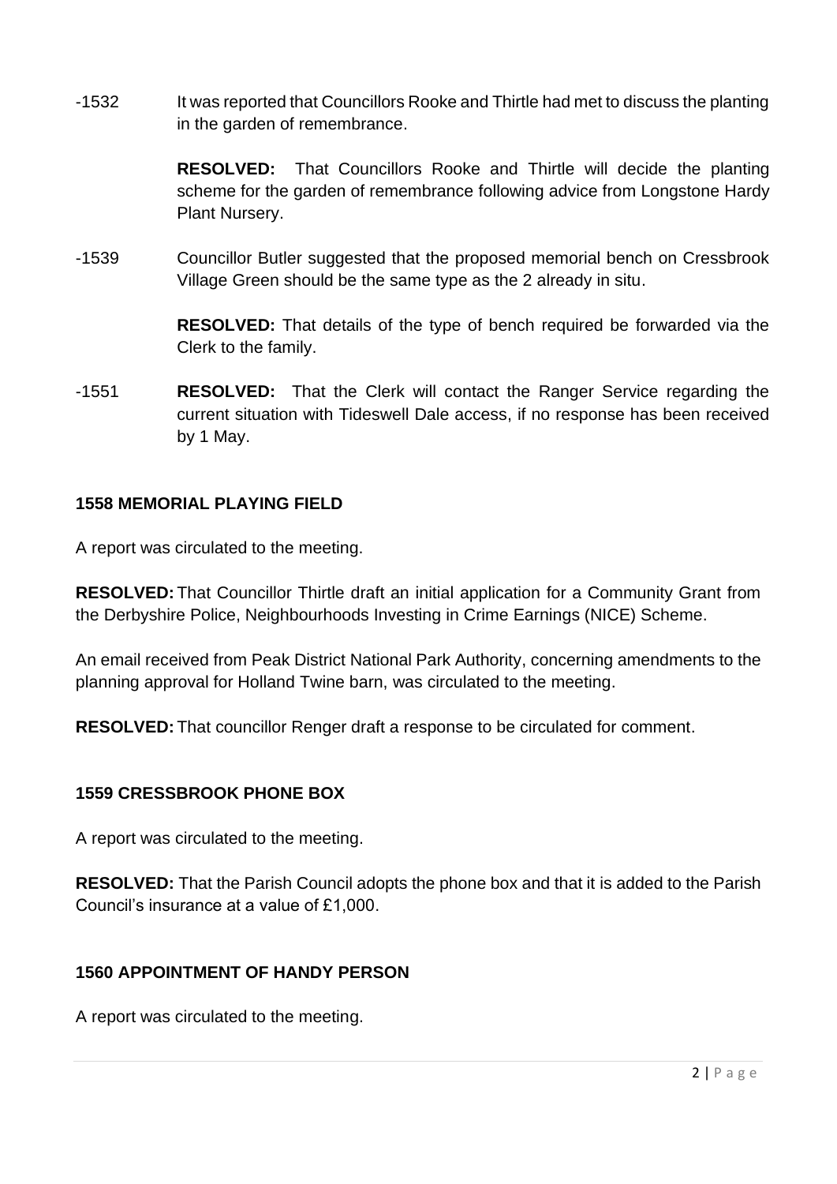-1532 It was reported that Councillors Rooke and Thirtle had met to discuss the planting in the garden of remembrance.

**RESOLVED:** That Councillors Rooke and Thirtle will decide the planting scheme for the garden of remembrance following advice from Longstone Hardy Plant Nursery.

-1539 Councillor Butler suggested that the proposed memorial bench on Cressbrook Village Green should be the same type as the 2 already in situ.

**RESOLVED:** That details of the type of bench required be forwarded via the Clerk to the family.

-1551 **RESOLVED:** That the Clerk will contact the Ranger Service regarding the current situation with Tideswell Dale access, if no response has been received by 1 May.

**1558 MEMORIAL PLAYING FIELD**

A report was circulated to the meeting.

**RESOLVED:** That Councillor Thirtle draft an initial application for a Community Grant from the Derbyshire Police, Neighbourhoods Investing in Crime Earnings (NICE) Scheme.

An email received from Peak District National Park Authority, concerning amendments to the planning approval for Holland Twine barn, was circulated to the meeting.

**RESOLVED:** That councillor Renger draft a response to be circulated for comment.

**1559 CRESSBROOK PHONE BOX**

A report was circulated to the meeting.

**RESOLVED:** That the Parish Council adopts the phone box and that it is added to the Parish Council's insurance at a value of £1,000.

**1560 APPOINTMENT OF HANDY PERSON**

A report was circulated to the meeting.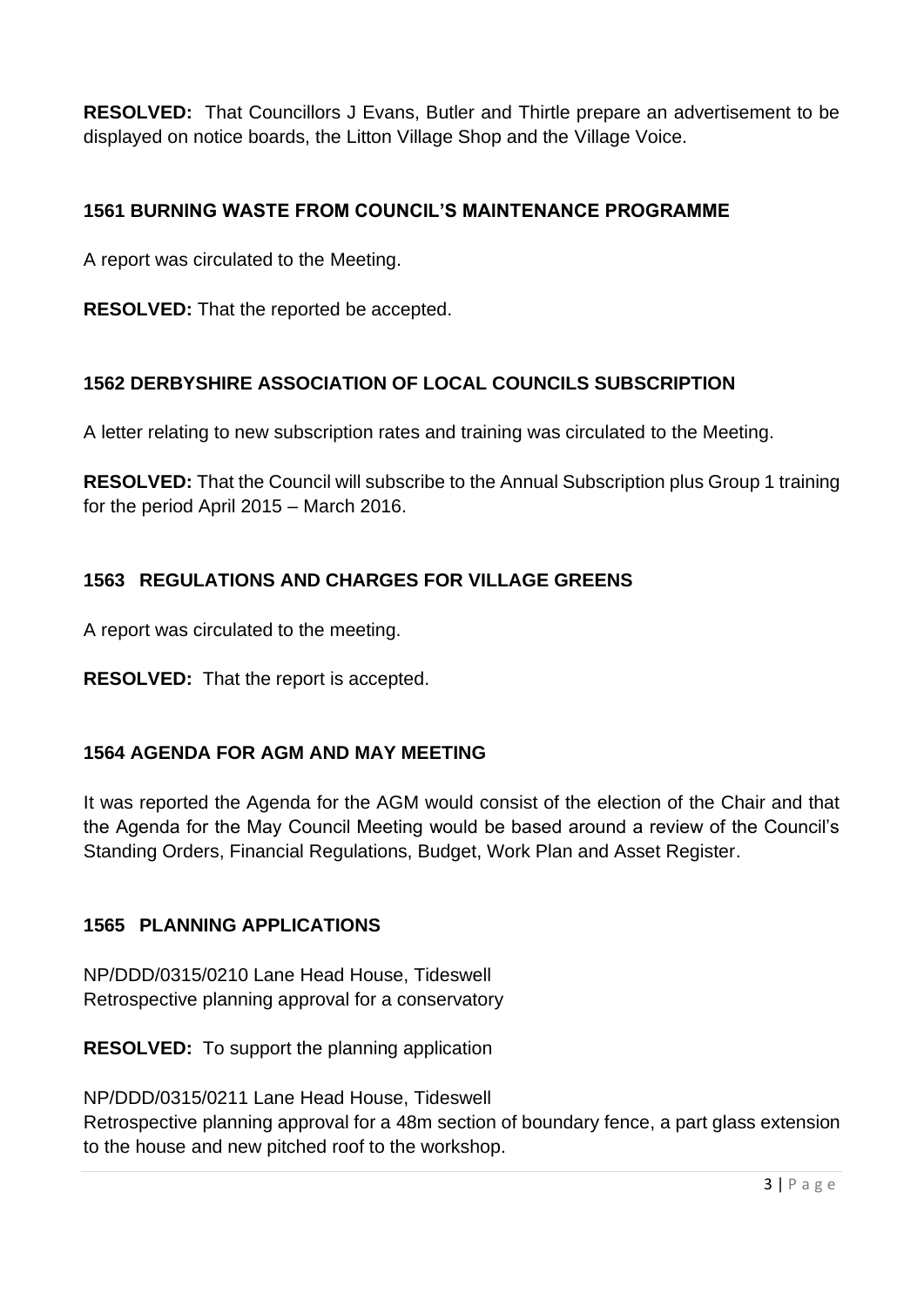**RESOLVED:** That Councillors J Evans, Butler and Thirtle prepare an advertisement to be displayed on notice boards, the Litton Village Shop and the Village Voice.

## 1561 BURNING WASTE FROM COUNCIL'S MAINTENANCE PROGRAMME

A report was circulated to the Meeting.

**RESOLVED:** That the reported be accepted.

## 1562 DERBYSHIRE ASSOCIATION OF LOCAL COUNCILS SUBSCRIPTION

A letter relating to new subscription rates and training was circulated to the Meeting.

**RESOLVED:** That the Council will subscribe to the Annual Subscription plus Group 1 training for the period April 2015 – March 2016.

## 1563 REGULATIONS AND CHARGES FOR VILLAGE GREENS

A report was circulated to the meeting.

**RESOLVED:** That the report is accepted.

## 1564 AGENDA FOR AGM AND MAY MEETING

It was reported the Agenda for the AGM would consist of the election of the Chair and that the Agenda for the May Council Meeting would be based around a review of the Council's Standing Orders, Financial Regulations, Budget, Work Plan and Asset Register.

## 1565 PLANNING APPLICATIONS

NP/DDD/0315/0210 Lane Head House, Tideswell
Retrospective planning approval for a conservatory

**RESOLVED:** To support the planning application

NP/DDD/0315/0211 Lane Head House, Tideswell
Retrospective planning approval for a 48m section of boundary fence, a part glass extension to the house and new pitched roof to the workshop.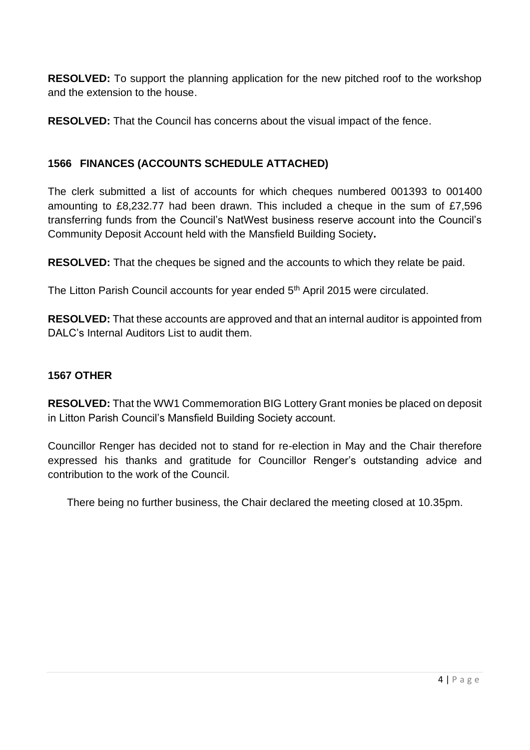**RESOLVED:** To support the planning application for the new pitched roof to the workshop and the extension to the house.

**RESOLVED:** That the Council has concerns about the visual impact of the fence.

### 1566 FINANCES (ACCOUNTS SCHEDULE ATTACHED)

The clerk submitted a list of accounts for which cheques numbered 001393 to 001400 amounting to £8,232.77 had been drawn. This included a cheque in the sum of £7,596 transferring funds from the Council's NatWest business reserve account into the Council's Community Deposit Account held with the Mansfield Building Society.

**RESOLVED:** That the cheques be signed and the accounts to which they relate be paid.

The Litton Parish Council accounts for year ended 5th April 2015 were circulated.

**RESOLVED:** That these accounts are approved and that an internal auditor is appointed from DALC's Internal Auditors List to audit them.

### 1567 OTHER

**RESOLVED:** That the WW1 Commemoration BIG Lottery Grant monies be placed on deposit in Litton Parish Council's Mansfield Building Society account.

Councillor Renger has decided not to stand for re-election in May and the Chair therefore expressed his thanks and gratitude for Councillor Renger's outstanding advice and contribution to the work of the Council.

There being no further business, the Chair declared the meeting closed at 10.35pm.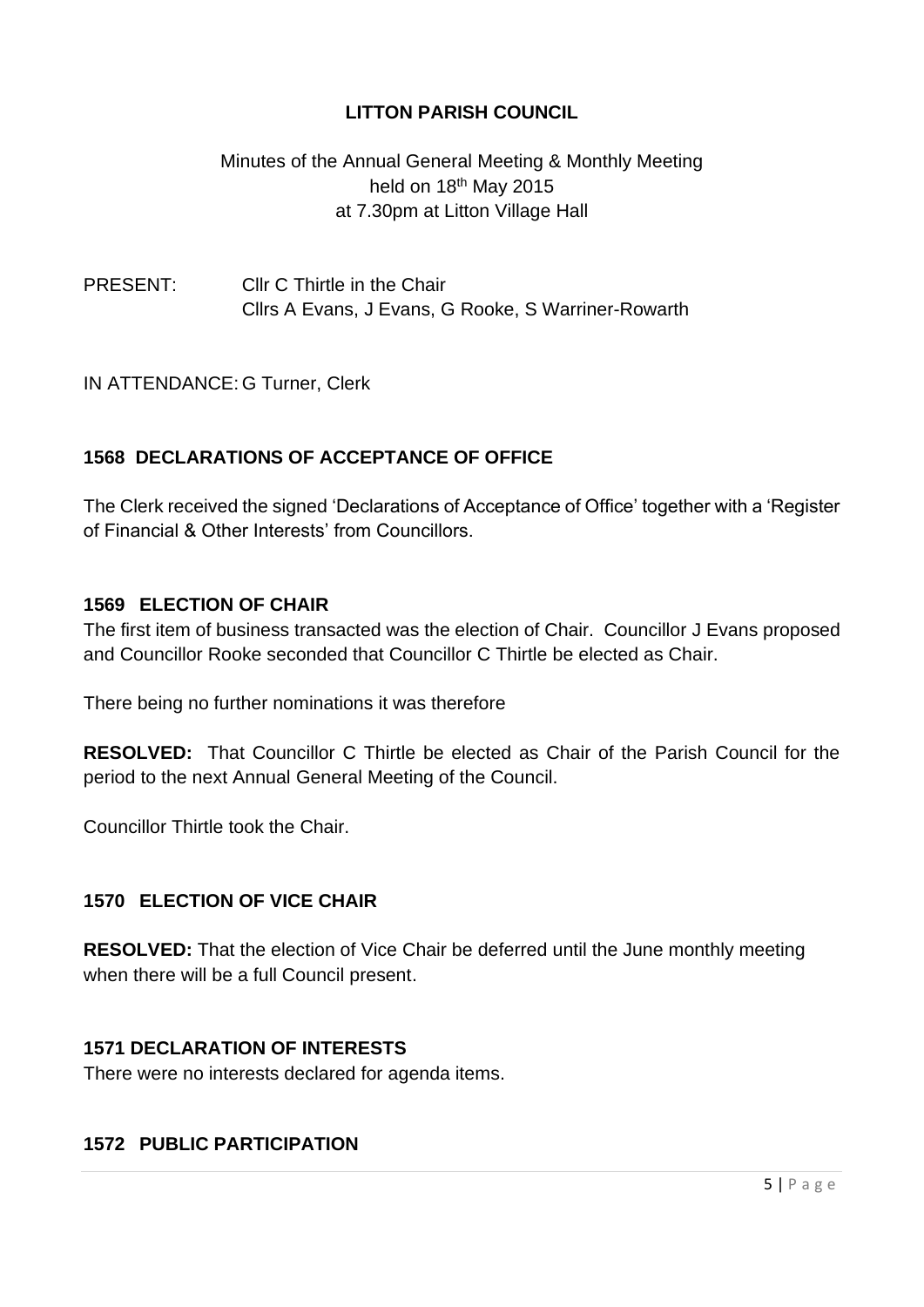# LITTON PARISH COUNCIL

Minutes of the Annual General Meeting & Monthly Meeting
held on 18th May 2015
at 7.30pm at Litton Village Hall

PRESENT: Cllr C Thirtle in the Chair
Cllrs A Evans, J Evans, G Rooke, S Warriner-Rowarth

IN ATTENDANCE: G Turner, Clerk

## 1568 DECLARATIONS OF ACCEPTANCE OF OFFICE

The Clerk received the signed 'Declarations of Acceptance of Office' together with a 'Register of Financial & Other Interests' from Councillors.

## 1569 ELECTION OF CHAIR

The first item of business transacted was the election of Chair. Councillor J Evans proposed and Councillor Rooke seconded that Councillor C Thirtle be elected as Chair.

There being no further nominations it was therefore

**RESOLVED:** That Councillor C Thirtle be elected as Chair of the Parish Council for the period to the next Annual General Meeting of the Council.

Councillor Thirtle took the Chair.

## 1570 ELECTION OF VICE CHAIR

**RESOLVED:** That the election of Vice Chair be deferred until the June monthly meeting when there will be a full Council present.

## 1571 DECLARATION OF INTERESTS

There were no interests declared for agenda items.

## 1572 PUBLIC PARTICIPATION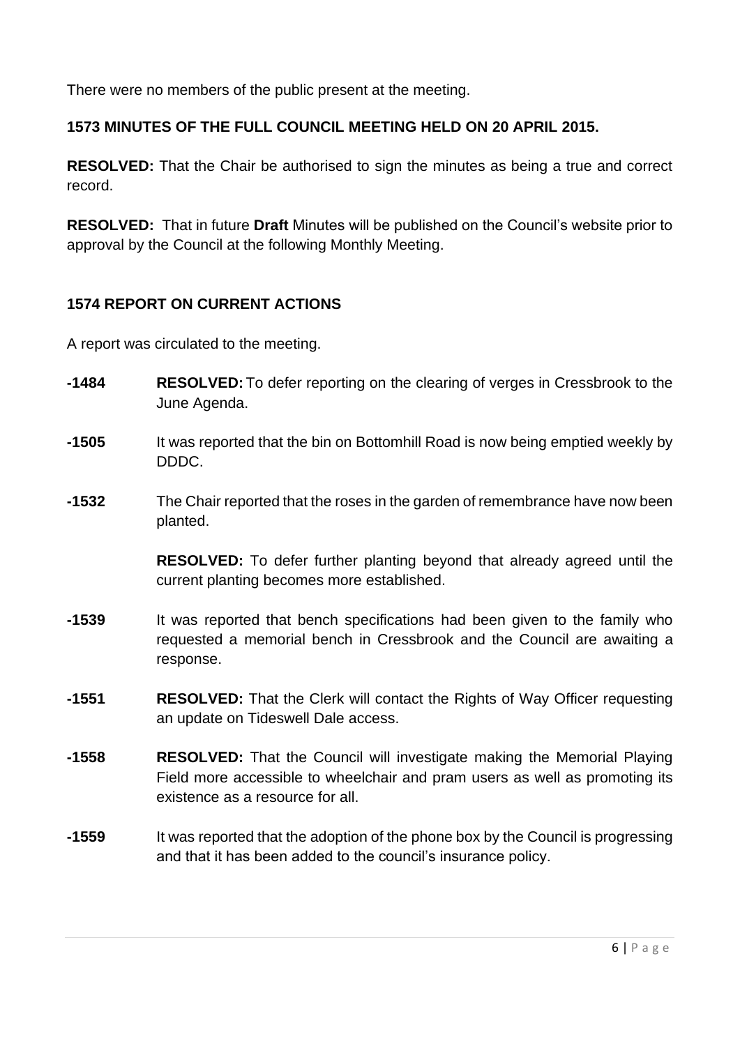There were no members of the public present at the meeting.

**1573 MINUTES OF THE FULL COUNCIL MEETING HELD ON 20 APRIL 2015.**

**RESOLVED:** That the Chair be authorised to sign the minutes as being a true and correct record.

**RESOLVED:** That in future **Draft** Minutes will be published on the Council's website prior to approval by the Council at the following Monthly Meeting.

**1574 REPORT ON CURRENT ACTIONS**

A report was circulated to the meeting.

**-1484** **RESOLVED:** To defer reporting on the clearing of verges in Cressbrook to the June Agenda.

**-1505** It was reported that the bin on Bottomhill Road is now being emptied weekly by DDDC.

**-1532** The Chair reported that the roses in the garden of remembrance have now been planted.

**RESOLVED:** To defer further planting beyond that already agreed until the current planting becomes more established.

**-1539** It was reported that bench specifications had been given to the family who requested a memorial bench in Cressbrook and the Council are awaiting a response.

**-1551** **RESOLVED:** That the Clerk will contact the Rights of Way Officer requesting an update on Tideswell Dale access.

**-1558** **RESOLVED:** That the Council will investigate making the Memorial Playing Field more accessible to wheelchair and pram users as well as promoting its existence as a resource for all.

**-1559** It was reported that the adoption of the phone box by the Council is progressing and that it has been added to the council's insurance policy.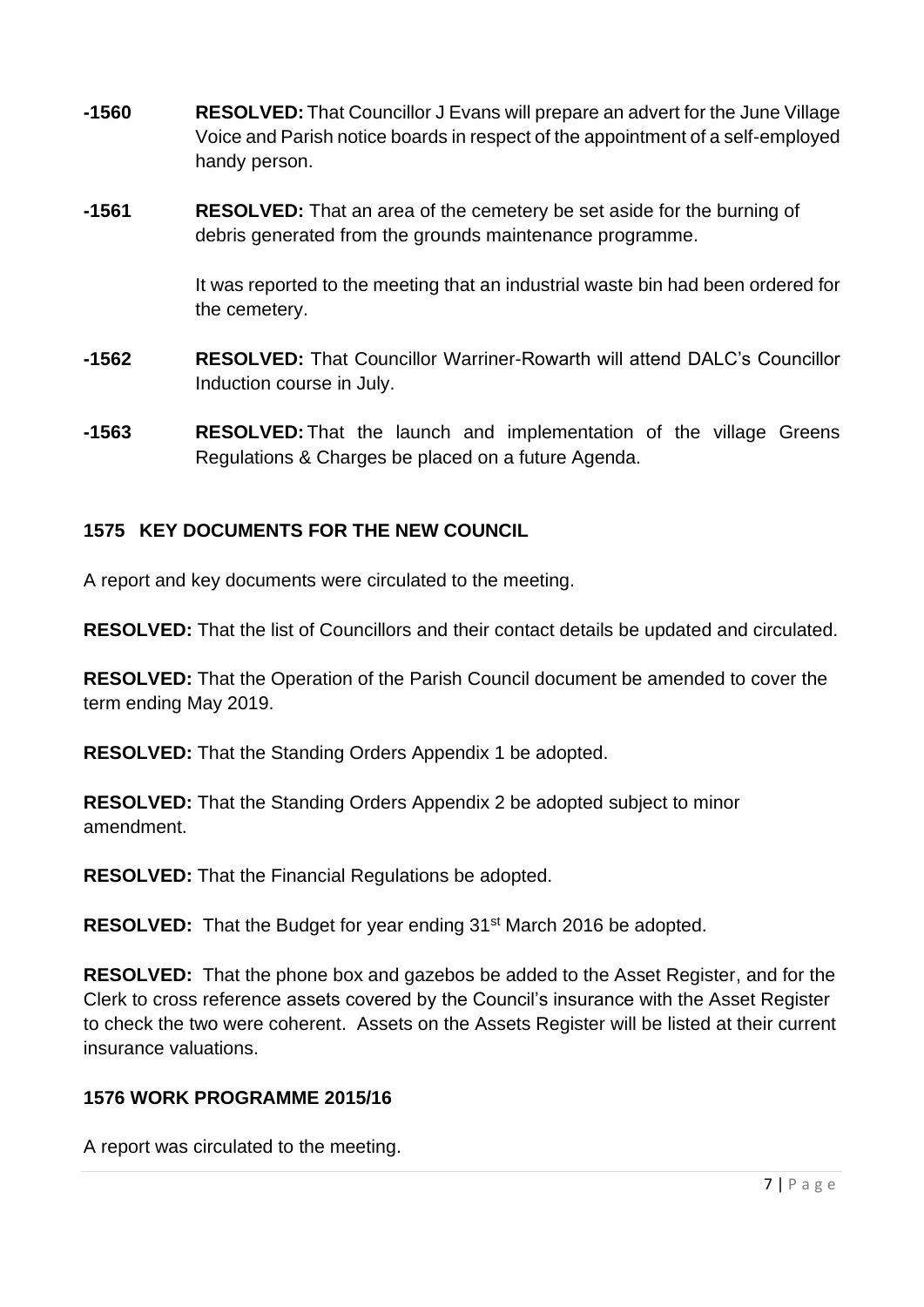**-1560** **RESOLVED:** That Councillor J Evans will prepare an advert for the June Village Voice and Parish notice boards in respect of the appointment of a self-employed handy person.

**-1561** **RESOLVED:** That an area of the cemetery be set aside for the burning of debris generated from the grounds maintenance programme.

It was reported to the meeting that an industrial waste bin had been ordered for the cemetery.

**-1562** **RESOLVED:** That Councillor Warriner-Rowarth will attend DALC's Councillor Induction course in July.

**-1563** **RESOLVED:** That the launch and implementation of the village Greens Regulations & Charges be placed on a future Agenda.

## 1575 KEY DOCUMENTS FOR THE NEW COUNCIL

A report and key documents were circulated to the meeting.

**RESOLVED:** That the list of Councillors and their contact details be updated and circulated.

**RESOLVED:** That the Operation of the Parish Council document be amended to cover the term ending May 2019.

**RESOLVED:** That the Standing Orders Appendix 1 be adopted.

**RESOLVED:** That the Standing Orders Appendix 2 be adopted subject to minor amendment.

**RESOLVED:** That the Financial Regulations be adopted.

**RESOLVED:** That the Budget for year ending 31st March 2016 be adopted.

**RESOLVED:** That the phone box and gazebos be added to the Asset Register, and for the Clerk to cross reference assets covered by the Council's insurance with the Asset Register to check the two were coherent. Assets on the Assets Register will be listed at their current insurance valuations.

## 1576 WORK PROGRAMME 2015/16

A report was circulated to the meeting.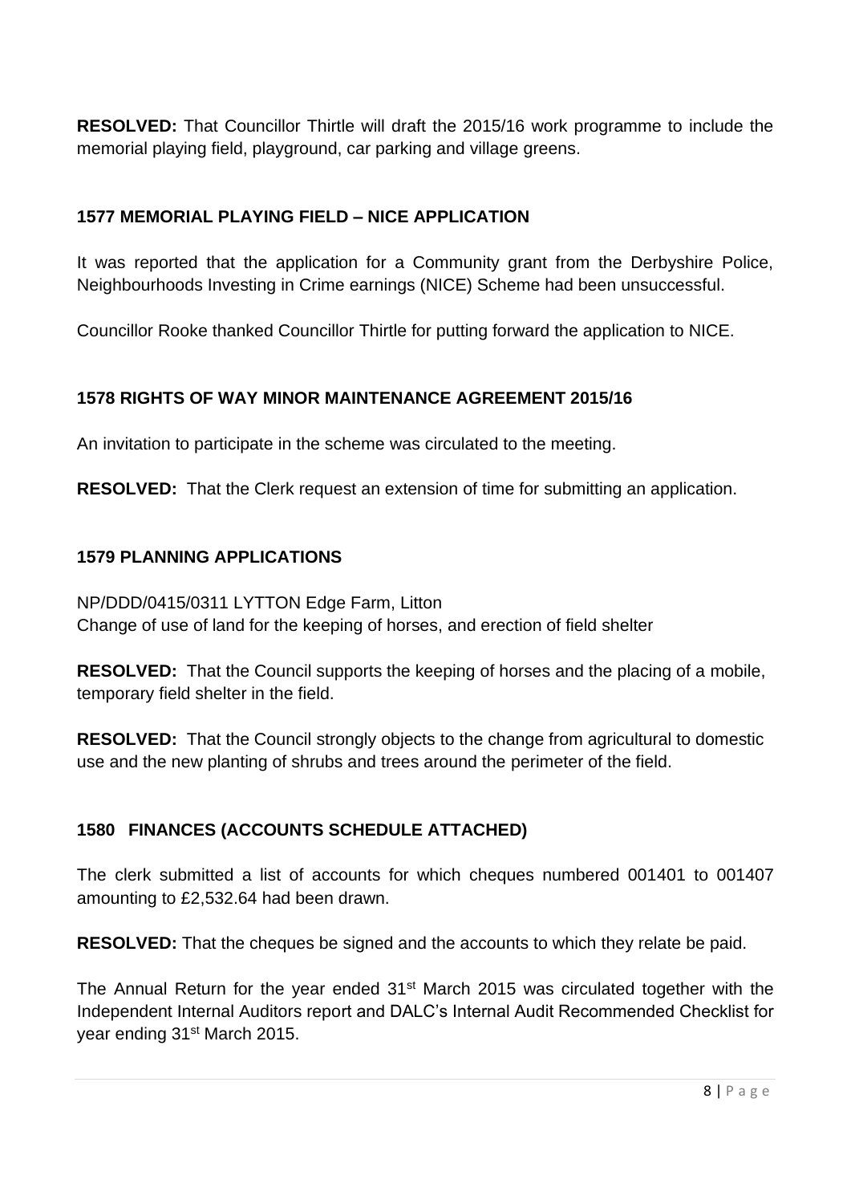**RESOLVED:** That Councillor Thirtle will draft the 2015/16 work programme to include the memorial playing field, playground, car parking and village greens.

### 1577 MEMORIAL PLAYING FIELD – NICE APPLICATION

It was reported that the application for a Community grant from the Derbyshire Police, Neighbourhoods Investing in Crime earnings (NICE) Scheme had been unsuccessful.

Councillor Rooke thanked Councillor Thirtle for putting forward the application to NICE.

### 1578 RIGHTS OF WAY MINOR MAINTENANCE AGREEMENT 2015/16

An invitation to participate in the scheme was circulated to the meeting.

**RESOLVED:** That the Clerk request an extension of time for submitting an application.

### 1579 PLANNING APPLICATIONS

NP/DDD/0415/0311 LYTTON Edge Farm, Litton
Change of use of land for the keeping of horses, and erection of field shelter

**RESOLVED:** That the Council supports the keeping of horses and the placing of a mobile, temporary field shelter in the field.

**RESOLVED:** That the Council strongly objects to the change from agricultural to domestic use and the new planting of shrubs and trees around the perimeter of the field.

### 1580 FINANCES (ACCOUNTS SCHEDULE ATTACHED)

The clerk submitted a list of accounts for which cheques numbered 001401 to 001407 amounting to £2,532.64 had been drawn.

**RESOLVED:** That the cheques be signed and the accounts to which they relate be paid.

The Annual Return for the year ended 31st March 2015 was circulated together with the Independent Internal Auditors report and DALC's Internal Audit Recommended Checklist for year ending 31st March 2015.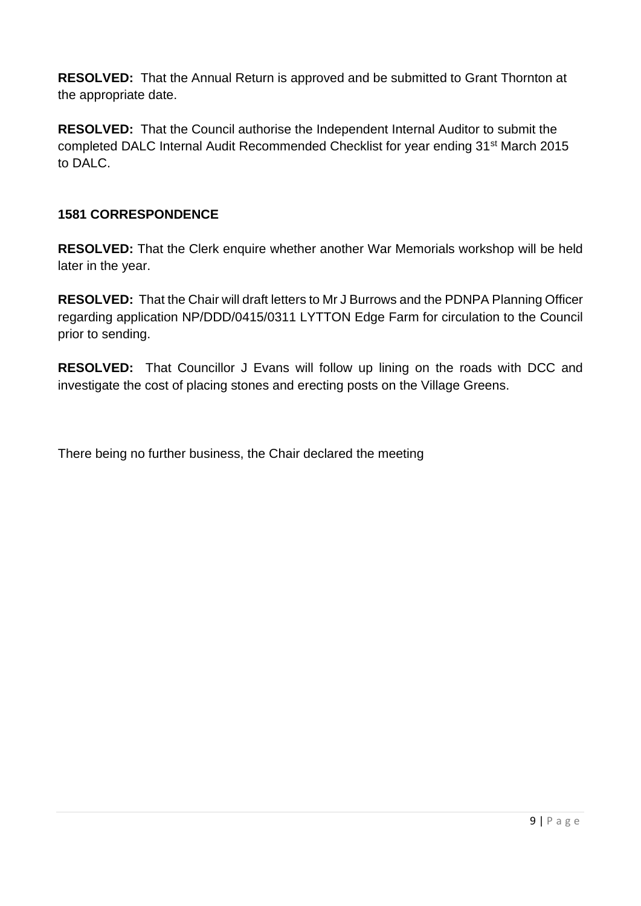**RESOLVED:** That the Annual Return is approved and be submitted to Grant Thornton at the appropriate date.

**RESOLVED:** That the Council authorise the Independent Internal Auditor to submit the completed DALC Internal Audit Recommended Checklist for year ending 31st March 2015 to DALC.

### 1581 CORRESPONDENCE

**RESOLVED:** That the Clerk enquire whether another War Memorials workshop will be held later in the year.

**RESOLVED:** That the Chair will draft letters to Mr J Burrows and the PDNPA Planning Officer regarding application NP/DDD/0415/0311 LYTTON Edge Farm for circulation to the Council prior to sending.

**RESOLVED:** That Councillor J Evans will follow up lining on the roads with DCC and investigate the cost of placing stones and erecting posts on the Village Greens.

There being no further business, the Chair declared the meeting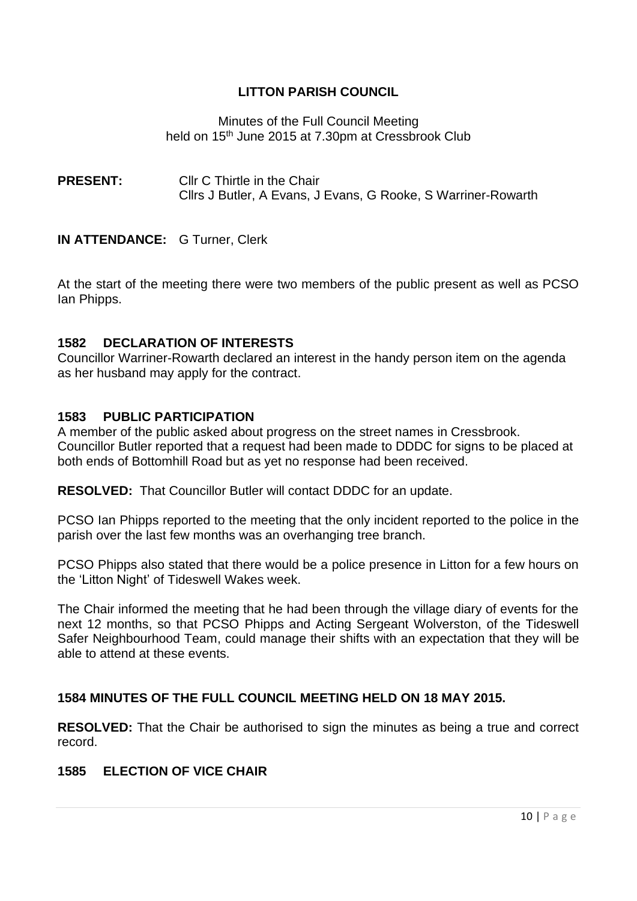# LITTON PARISH COUNCIL

Minutes of the Full Council Meeting
held on 15th June 2015 at 7.30pm at Cressbrook Club

**PRESENT:** Cllr C Thirtle in the Chair
Cllrs J Butler, A Evans, J Evans, G Rooke, S Warriner-Rowarth

**IN ATTENDANCE:** G Turner, Clerk

At the start of the meeting there were two members of the public present as well as PCSO Ian Phipps.

## 1582 DECLARATION OF INTERESTS

Councillor Warriner-Rowarth declared an interest in the handy person item on the agenda as her husband may apply for the contract.

## 1583 PUBLIC PARTICIPATION

A member of the public asked about progress on the street names in Cressbrook. Councillor Butler reported that a request had been made to DDDC for signs to be placed at both ends of Bottomhill Road but as yet no response had been received.

**RESOLVED:** That Councillor Butler will contact DDDC for an update.

PCSO Ian Phipps reported to the meeting that the only incident reported to the police in the parish over the last few months was an overhanging tree branch.

PCSO Phipps also stated that there would be a police presence in Litton for a few hours on the 'Litton Night' of Tideswell Wakes week.

The Chair informed the meeting that he had been through the village diary of events for the next 12 months, so that PCSO Phipps and Acting Sergeant Wolverston, of the Tideswell Safer Neighbourhood Team, could manage their shifts with an expectation that they will be able to attend at these events.

## 1584 MINUTES OF THE FULL COUNCIL MEETING HELD ON 18 MAY 2015.

**RESOLVED:** That the Chair be authorised to sign the minutes as being a true and correct record.

## 1585 ELECTION OF VICE CHAIR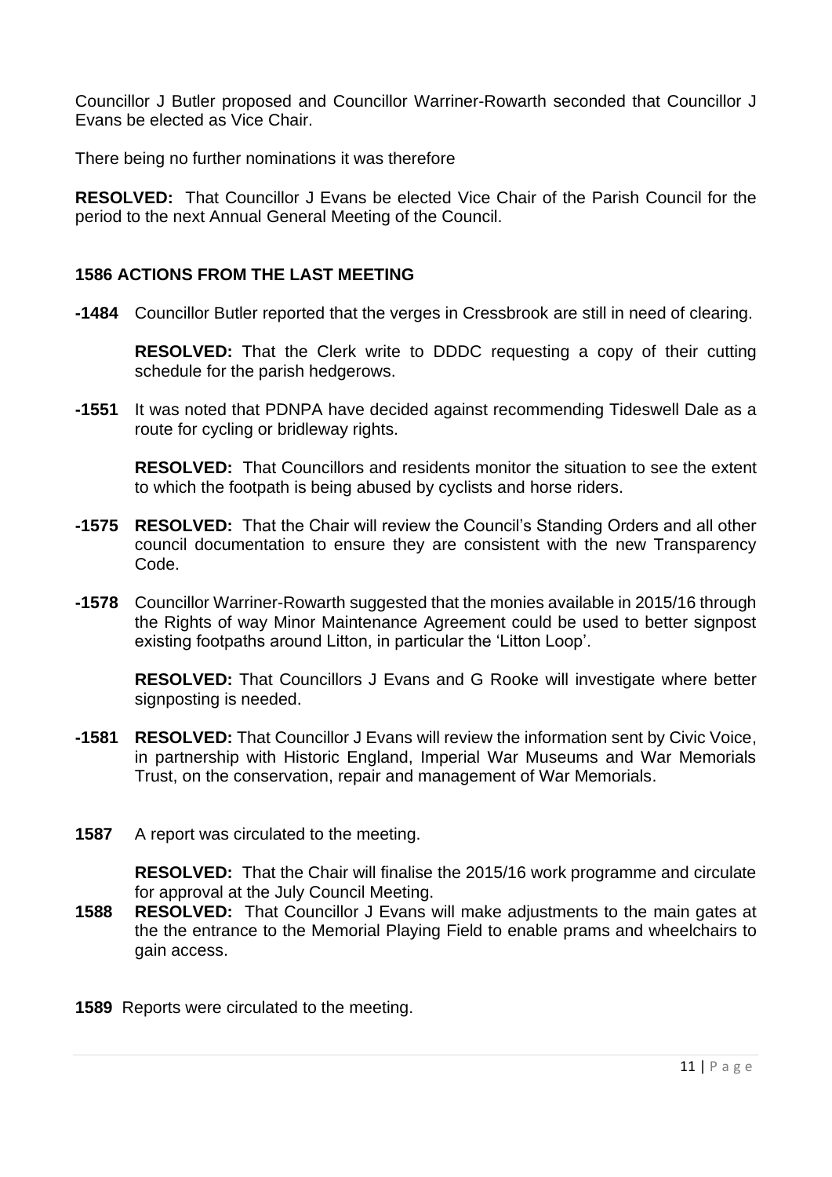Councillor J Butler proposed and Councillor Warriner-Rowarth seconded that Councillor J Evans be elected as Vice Chair.

There being no further nominations it was therefore

**RESOLVED:** That Councillor J Evans be elected Vice Chair of the Parish Council for the period to the next Annual General Meeting of the Council.

### 1586 ACTIONS FROM THE LAST MEETING

**-1484** Councillor Butler reported that the verges in Cressbrook are still in need of clearing.

**RESOLVED:** That the Clerk write to DDDC requesting a copy of their cutting schedule for the parish hedgerows.

**-1551** It was noted that PDNPA have decided against recommending Tideswell Dale as a route for cycling or bridleway rights.

**RESOLVED:** That Councillors and residents monitor the situation to see the extent to which the footpath is being abused by cyclists and horse riders.

**-1575** **RESOLVED:** That the Chair will review the Council's Standing Orders and all other council documentation to ensure they are consistent with the new Transparency Code.

**-1578** Councillor Warriner-Rowarth suggested that the monies available in 2015/16 through the Rights of way Minor Maintenance Agreement could be used to better signpost existing footpaths around Litton, in particular the 'Litton Loop'.

**RESOLVED:** That Councillors J Evans and G Rooke will investigate where better signposting is needed.

**-1581** **RESOLVED:** That Councillor J Evans will review the information sent by Civic Voice, in partnership with Historic England, Imperial War Museums and War Memorials Trust, on the conservation, repair and management of War Memorials.

**1587** A report was circulated to the meeting.

**RESOLVED:** That the Chair will finalise the 2015/16 work programme and circulate for approval at the July Council Meeting.

**1588** **RESOLVED:** That Councillor J Evans will make adjustments to the main gates at the the entrance to the Memorial Playing Field to enable prams and wheelchairs to gain access.

**1589** Reports were circulated to the meeting.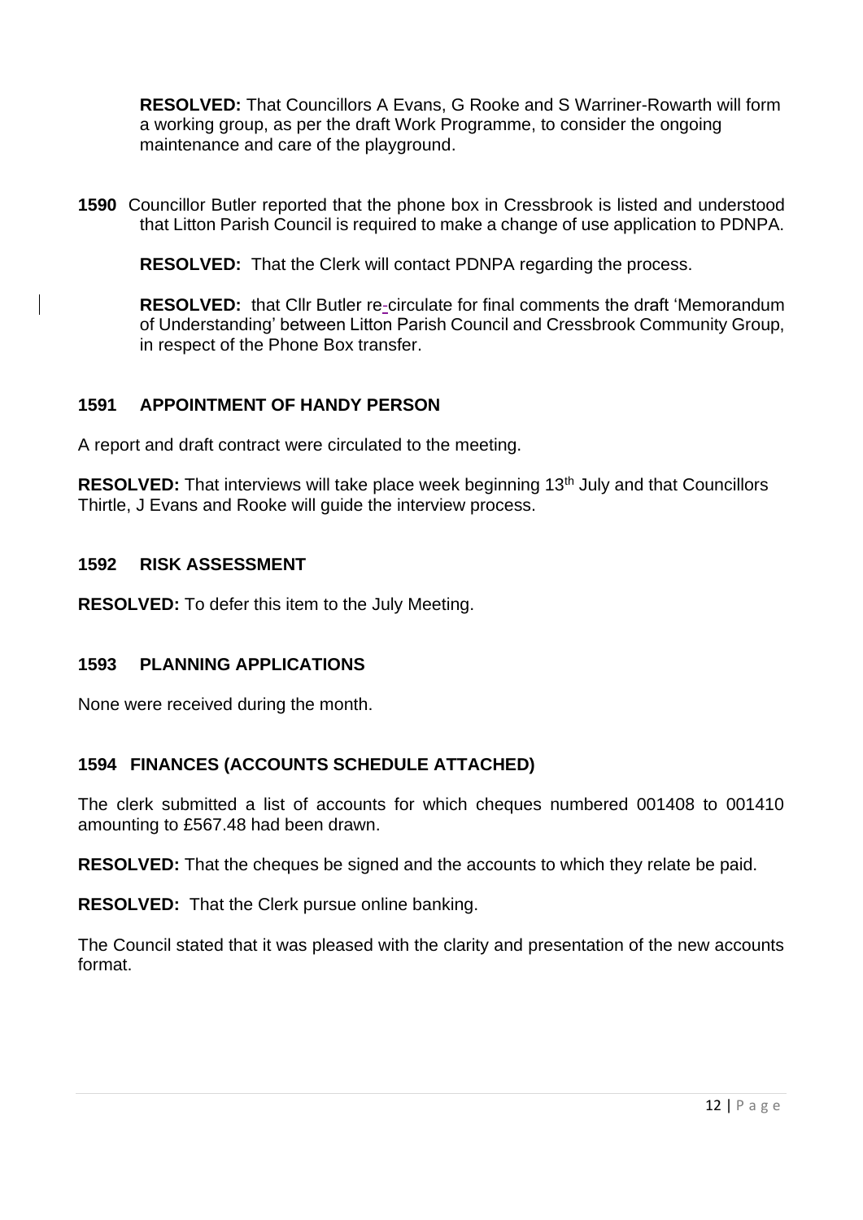**RESOLVED:** That Councillors A Evans, G Rooke and S Warriner-Rowarth will form a working group, as per the draft Work Programme, to consider the ongoing maintenance and care of the playground.

**1590** Councillor Butler reported that the phone box in Cressbrook is listed and understood that Litton Parish Council is required to make a change of use application to PDNPA.

**RESOLVED:** That the Clerk will contact PDNPA regarding the process.

**RESOLVED:** that Cllr Butler re-circulate for final comments the draft 'Memorandum of Understanding' between Litton Parish Council and Cressbrook Community Group, in respect of the Phone Box transfer.

### 1591 APPOINTMENT OF HANDY PERSON

A report and draft contract were circulated to the meeting.

**RESOLVED:** That interviews will take place week beginning 13th July and that Councillors Thirtle, J Evans and Rooke will guide the interview process.

### 1592 RISK ASSESSMENT

**RESOLVED:** To defer this item to the July Meeting.

### 1593 PLANNING APPLICATIONS

None were received during the month.

### 1594 FINANCES (ACCOUNTS SCHEDULE ATTACHED)

The clerk submitted a list of accounts for which cheques numbered 001408 to 001410 amounting to £567.48 had been drawn.

**RESOLVED:** That the cheques be signed and the accounts to which they relate be paid.

**RESOLVED:** That the Clerk pursue online banking.

The Council stated that it was pleased with the clarity and presentation of the new accounts format.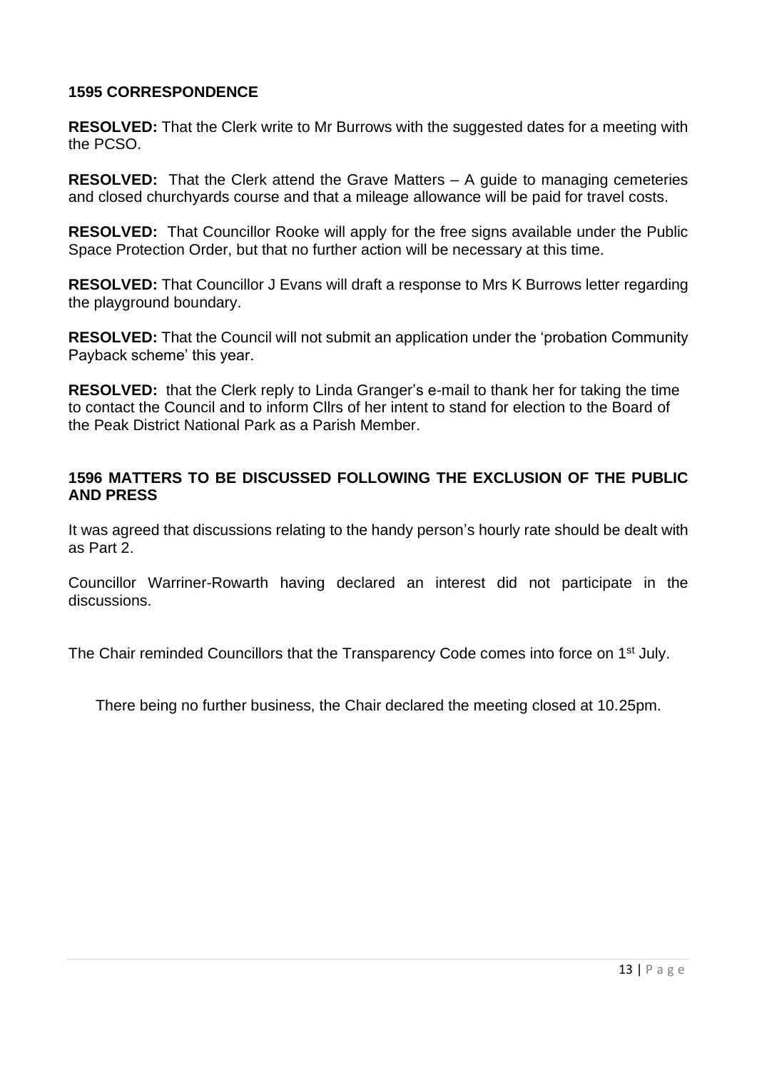## 1595 CORRESPONDENCE

**RESOLVED:** That the Clerk write to Mr Burrows with the suggested dates for a meeting with the PCSO.

**RESOLVED:** That the Clerk attend the Grave Matters – A guide to managing cemeteries and closed churchyards course and that a mileage allowance will be paid for travel costs.

**RESOLVED:** That Councillor Rooke will apply for the free signs available under the Public Space Protection Order, but that no further action will be necessary at this time.

**RESOLVED:** That Councillor J Evans will draft a response to Mrs K Burrows letter regarding the playground boundary.

**RESOLVED:** That the Council will not submit an application under the 'probation Community Payback scheme' this year.

**RESOLVED:** that the Clerk reply to Linda Granger's e-mail to thank her for taking the time to contact the Council and to inform Cllrs of her intent to stand for election to the Board of the Peak District National Park as a Parish Member.

## 1596 MATTERS TO BE DISCUSSED FOLLOWING THE EXCLUSION OF THE PUBLIC AND PRESS

It was agreed that discussions relating to the handy person's hourly rate should be dealt with as Part 2.

Councillor Warriner-Rowarth having declared an interest did not participate in the discussions.

The Chair reminded Councillors that the Transparency Code comes into force on 1st July.

There being no further business, the Chair declared the meeting closed at 10.25pm.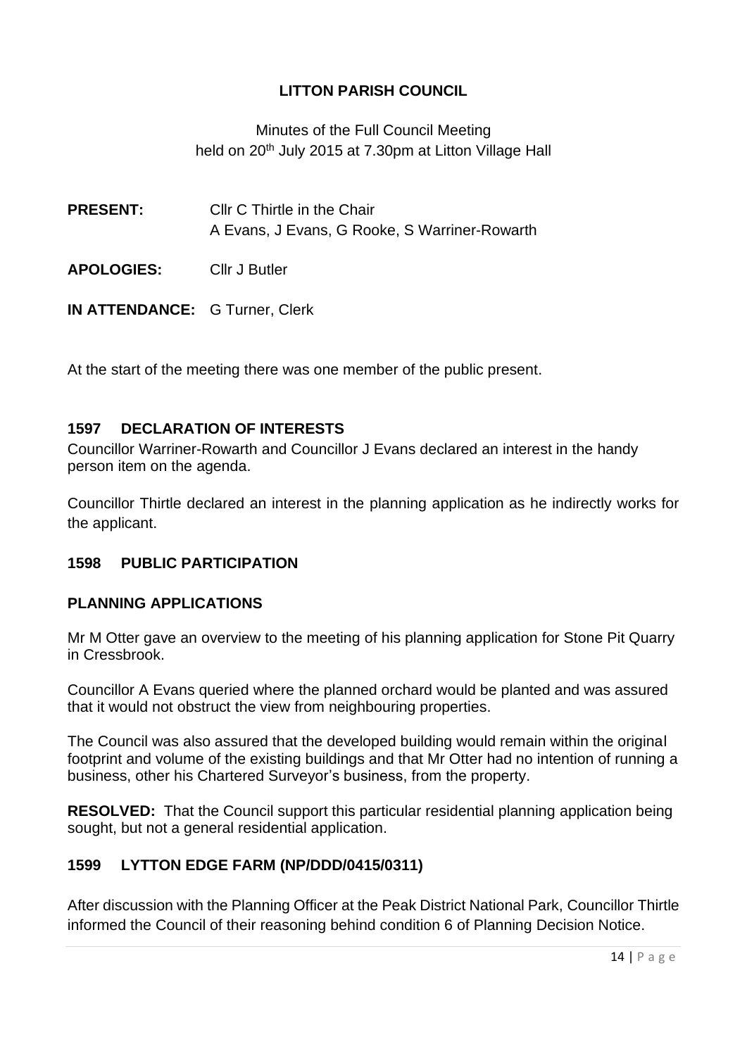# LITTON PARISH COUNCIL

Minutes of the Full Council Meeting
held on 20th July 2015 at 7.30pm at Litton Village Hall

**PRESENT:** Cllr C Thirtle in the Chair
A Evans, J Evans, G Rooke, S Warriner-Rowarth

**APOLOGIES:** Cllr J Butler

**IN ATTENDANCE:** G Turner, Clerk

At the start of the meeting there was one member of the public present.

## 1597 DECLARATION OF INTERESTS

Councillor Warriner-Rowarth and Councillor J Evans declared an interest in the handy person item on the agenda.

Councillor Thirtle declared an interest in the planning application as he indirectly works for the applicant.

## 1598 PUBLIC PARTICIPATION

## PLANNING APPLICATIONS

Mr M Otter gave an overview to the meeting of his planning application for Stone Pit Quarry in Cressbrook.

Councillor A Evans queried where the planned orchard would be planted and was assured that it would not obstruct the view from neighbouring properties.

The Council was also assured that the developed building would remain within the original footprint and volume of the existing buildings and that Mr Otter had no intention of running a business, other his Chartered Surveyor's business, from the property.

**RESOLVED:** That the Council support this particular residential planning application being sought, but not a general residential application.

## 1599 LYTTON EDGE FARM (NP/DDD/0415/0311)

After discussion with the Planning Officer at the Peak District National Park, Councillor Thirtle informed the Council of their reasoning behind condition 6 of Planning Decision Notice.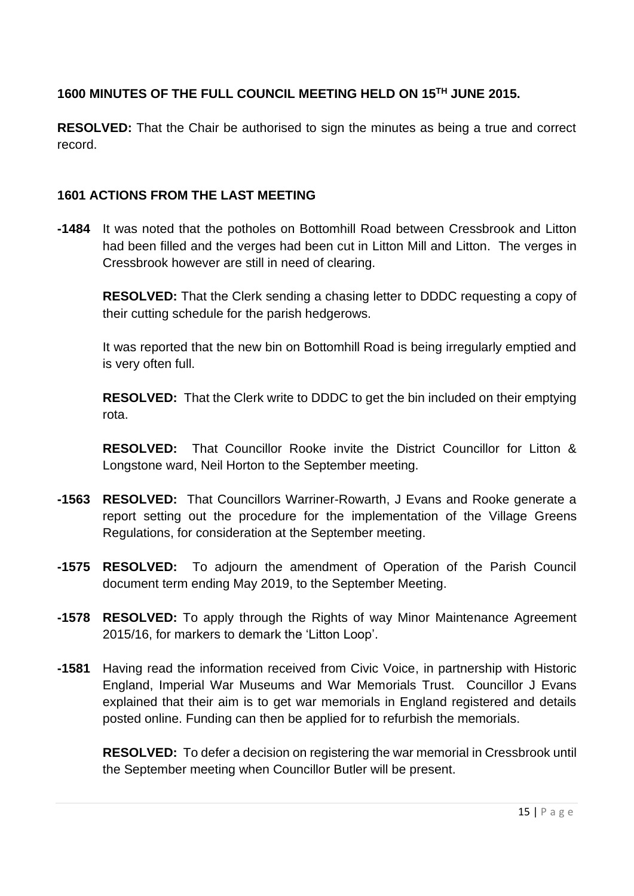### 1600 MINUTES OF THE FULL COUNCIL MEETING HELD ON 15TH JUNE 2015.

**RESOLVED:** That the Chair be authorised to sign the minutes as being a true and correct record.

### 1601 ACTIONS FROM THE LAST MEETING

**-1484** It was noted that the potholes on Bottomhill Road between Cressbrook and Litton had been filled and the verges had been cut in Litton Mill and Litton. The verges in Cressbrook however are still in need of clearing.

**RESOLVED:** That the Clerk sending a chasing letter to DDDC requesting a copy of their cutting schedule for the parish hedgerows.

It was reported that the new bin on Bottomhill Road is being irregularly emptied and is very often full.

**RESOLVED:** That the Clerk write to DDDC to get the bin included on their emptying rota.

**RESOLVED:** That Councillor Rooke invite the District Councillor for Litton & Longstone ward, Neil Horton to the September meeting.

**-1563** **RESOLVED:** That Councillors Warriner-Rowarth, J Evans and Rooke generate a report setting out the procedure for the implementation of the Village Greens Regulations, for consideration at the September meeting.

**-1575** **RESOLVED:** To adjourn the amendment of Operation of the Parish Council document term ending May 2019, to the September Meeting.

**-1578** **RESOLVED:** To apply through the Rights of way Minor Maintenance Agreement 2015/16, for markers to demark the 'Litton Loop'.

**-1581** Having read the information received from Civic Voice, in partnership with Historic England, Imperial War Museums and War Memorials Trust. Councillor J Evans explained that their aim is to get war memorials in England registered and details posted online. Funding can then be applied for to refurbish the memorials.

**RESOLVED:** To defer a decision on registering the war memorial in Cressbrook until the September meeting when Councillor Butler will be present.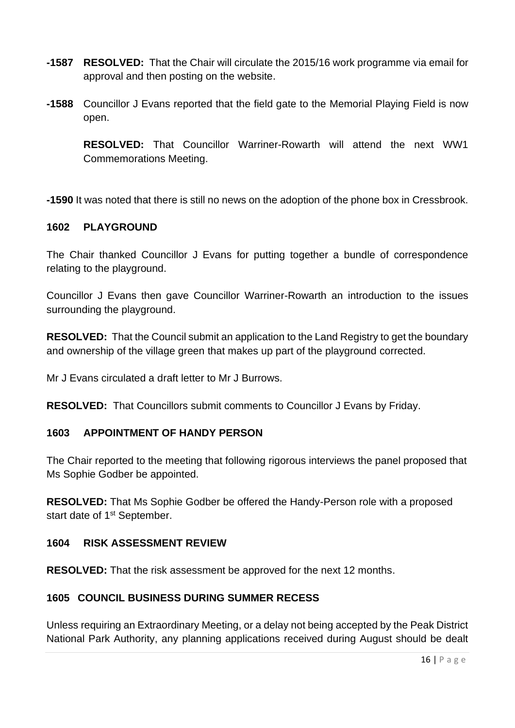**-1587 RESOLVED:** That the Chair will circulate the 2015/16 work programme via email for approval and then posting on the website.

**-1588** Councillor J Evans reported that the field gate to the Memorial Playing Field is now open.

**RESOLVED:** That Councillor Warriner-Rowarth will attend the next WW1 Commemorations Meeting.

**-1590** It was noted that there is still no news on the adoption of the phone box in Cressbrook.

## 1602 PLAYGROUND

The Chair thanked Councillor J Evans for putting together a bundle of correspondence relating to the playground.

Councillor J Evans then gave Councillor Warriner-Rowarth an introduction to the issues surrounding the playground.

**RESOLVED:** That the Council submit an application to the Land Registry to get the boundary and ownership of the village green that makes up part of the playground corrected.

Mr J Evans circulated a draft letter to Mr J Burrows.

**RESOLVED:** That Councillors submit comments to Councillor J Evans by Friday.

## 1603 APPOINTMENT OF HANDY PERSON

The Chair reported to the meeting that following rigorous interviews the panel proposed that Ms Sophie Godber be appointed.

**RESOLVED:** That Ms Sophie Godber be offered the Handy-Person role with a proposed start date of 1st September.

## 1604 RISK ASSESSMENT REVIEW

**RESOLVED:** That the risk assessment be approved for the next 12 months.

## 1605 COUNCIL BUSINESS DURING SUMMER RECESS

Unless requiring an Extraordinary Meeting, or a delay not being accepted by the Peak District National Park Authority, any planning applications received during August should be dealt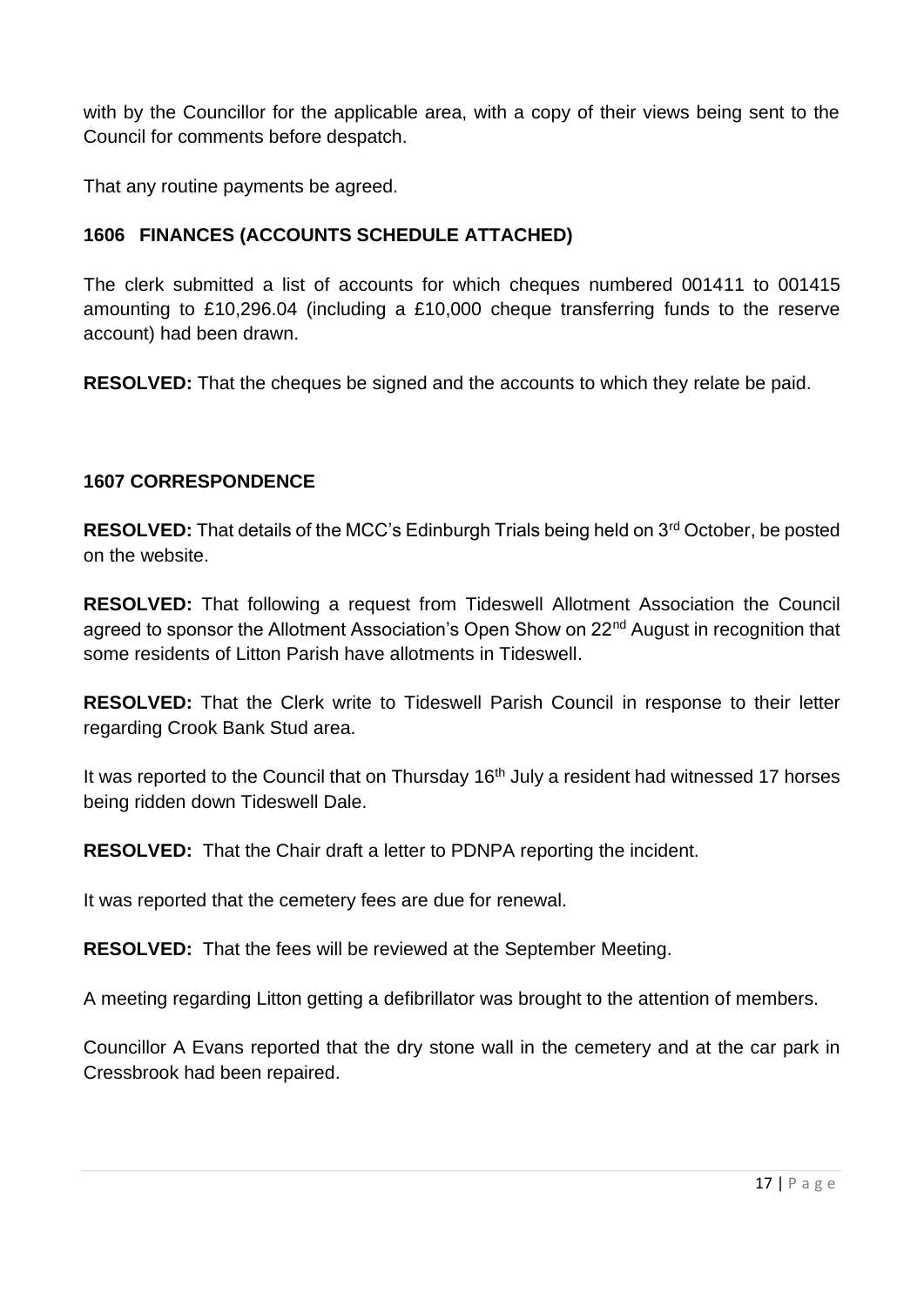with by the Councillor for the applicable area, with a copy of their views being sent to the Council for comments before despatch.

That any routine payments be agreed.

### 1606 FINANCES (ACCOUNTS SCHEDULE ATTACHED)

The clerk submitted a list of accounts for which cheques numbered 001411 to 001415 amounting to £10,296.04 (including a £10,000 cheque transferring funds to the reserve account) had been drawn.

**RESOLVED:** That the cheques be signed and the accounts to which they relate be paid.

### 1607 CORRESPONDENCE

**RESOLVED:** That details of the MCC's Edinburgh Trials being held on 3rd October, be posted on the website.

**RESOLVED:** That following a request from Tideswell Allotment Association the Council agreed to sponsor the Allotment Association's Open Show on 22nd August in recognition that some residents of Litton Parish have allotments in Tideswell.

**RESOLVED:** That the Clerk write to Tideswell Parish Council in response to their letter regarding Crook Bank Stud area.

It was reported to the Council that on Thursday 16th July a resident had witnessed 17 horses being ridden down Tideswell Dale.

**RESOLVED:** That the Chair draft a letter to PDNPA reporting the incident.

It was reported that the cemetery fees are due for renewal.

**RESOLVED:** That the fees will be reviewed at the September Meeting.

A meeting regarding Litton getting a defibrillator was brought to the attention of members.

Councillor A Evans reported that the dry stone wall in the cemetery and at the car park in Cressbrook had been repaired.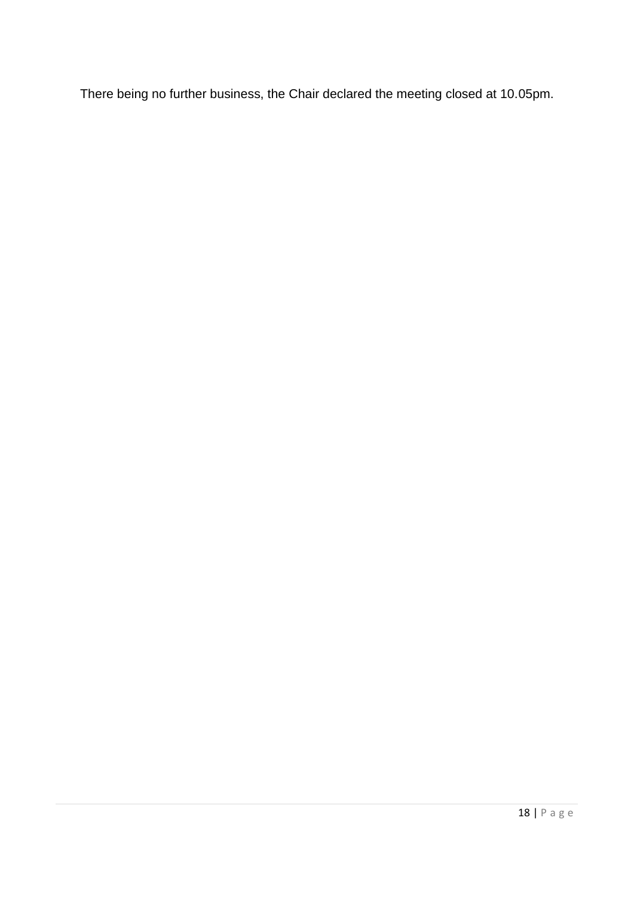There being no further business, the Chair declared the meeting closed at 10.05pm.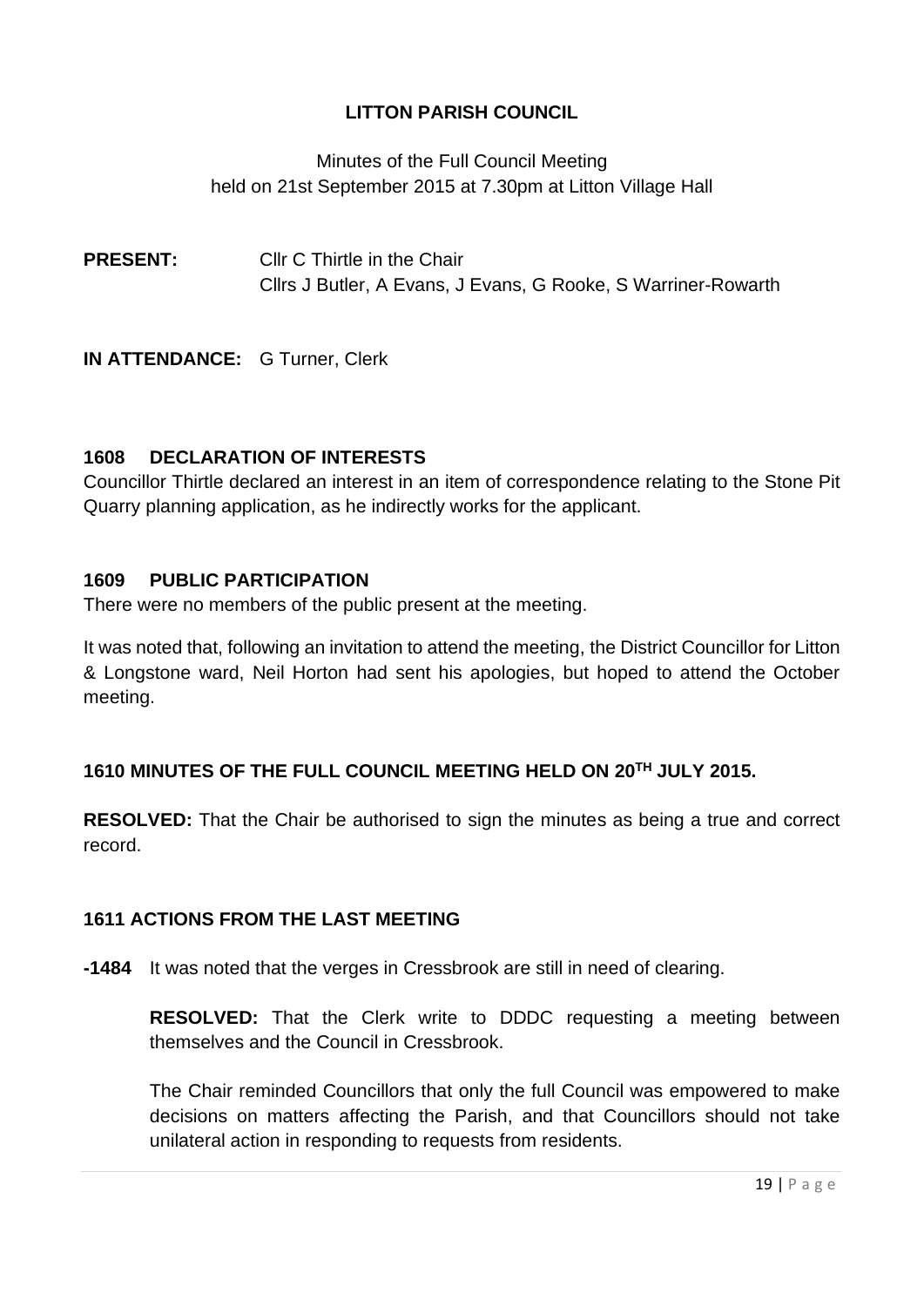# LITTON PARISH COUNCIL

Minutes of the Full Council Meeting
held on 21st September 2015 at 7.30pm at Litton Village Hall

**PRESENT:** Cllr C Thirtle in the Chair
Cllrs J Butler, A Evans, J Evans, G Rooke, S Warriner-Rowarth

**IN ATTENDANCE:** G Turner, Clerk

## 1608 DECLARATION OF INTERESTS

Councillor Thirtle declared an interest in an item of correspondence relating to the Stone Pit Quarry planning application, as he indirectly works for the applicant.

## 1609 PUBLIC PARTICIPATION

There were no members of the public present at the meeting.

It was noted that, following an invitation to attend the meeting, the District Councillor for Litton & Longstone ward, Neil Horton had sent his apologies, but hoped to attend the October meeting.

## 1610 MINUTES OF THE FULL COUNCIL MEETING HELD ON 20TH JULY 2015.

**RESOLVED:** That the Chair be authorised to sign the minutes as being a true and correct record.

## 1611 ACTIONS FROM THE LAST MEETING

**-1484** It was noted that the verges in Cressbrook are still in need of clearing.

**RESOLVED:** That the Clerk write to DDDC requesting a meeting between themselves and the Council in Cressbrook.

The Chair reminded Councillors that only the full Council was empowered to make decisions on matters affecting the Parish, and that Councillors should not take unilateral action in responding to requests from residents.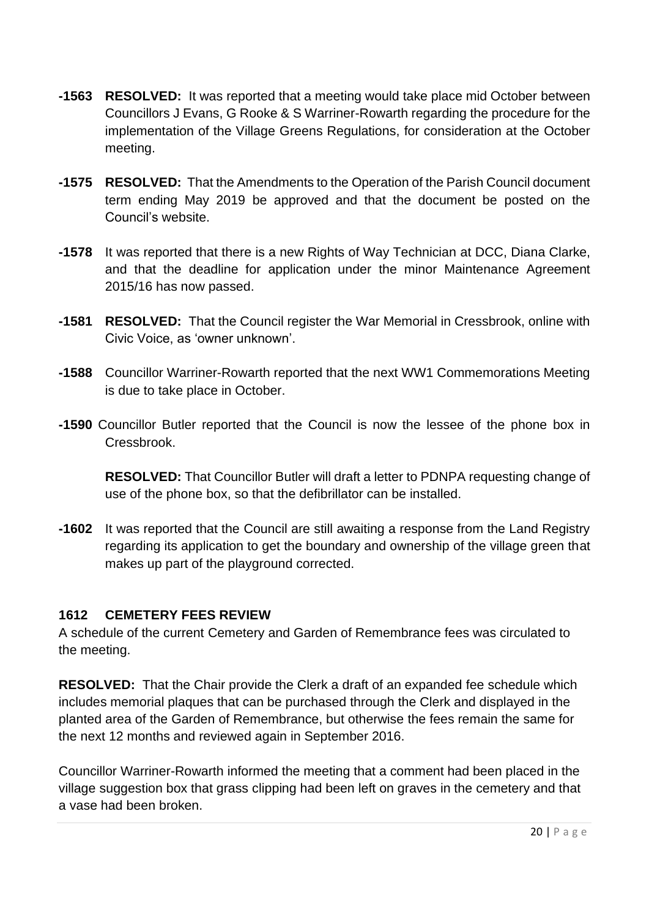**-1563 RESOLVED:** It was reported that a meeting would take place mid October between Councillors J Evans, G Rooke & S Warriner-Rowarth regarding the procedure for the implementation of the Village Greens Regulations, for consideration at the October meeting.

**-1575 RESOLVED:** That the Amendments to the Operation of the Parish Council document term ending May 2019 be approved and that the document be posted on the Council's website.

**-1578** It was reported that there is a new Rights of Way Technician at DCC, Diana Clarke, and that the deadline for application under the minor Maintenance Agreement 2015/16 has now passed.

**-1581 RESOLVED:** That the Council register the War Memorial in Cressbrook, online with Civic Voice, as 'owner unknown'.

**-1588** Councillor Warriner-Rowarth reported that the next WW1 Commemorations Meeting is due to take place in October.

**-1590** Councillor Butler reported that the Council is now the lessee of the phone box in Cressbrook.

**RESOLVED:** That Councillor Butler will draft a letter to PDNPA requesting change of use of the phone box, so that the defibrillator can be installed.

**-1602** It was reported that the Council are still awaiting a response from the Land Registry regarding its application to get the boundary and ownership of the village green that makes up part of the playground corrected.

## 1612 CEMETERY FEES REVIEW

A schedule of the current Cemetery and Garden of Remembrance fees was circulated to the meeting.

**RESOLVED:** That the Chair provide the Clerk a draft of an expanded fee schedule which includes memorial plaques that can be purchased through the Clerk and displayed in the planted area of the Garden of Remembrance, but otherwise the fees remain the same for the next 12 months and reviewed again in September 2016.

Councillor Warriner-Rowarth informed the meeting that a comment had been placed in the village suggestion box that grass clipping had been left on graves in the cemetery and that a vase had been broken.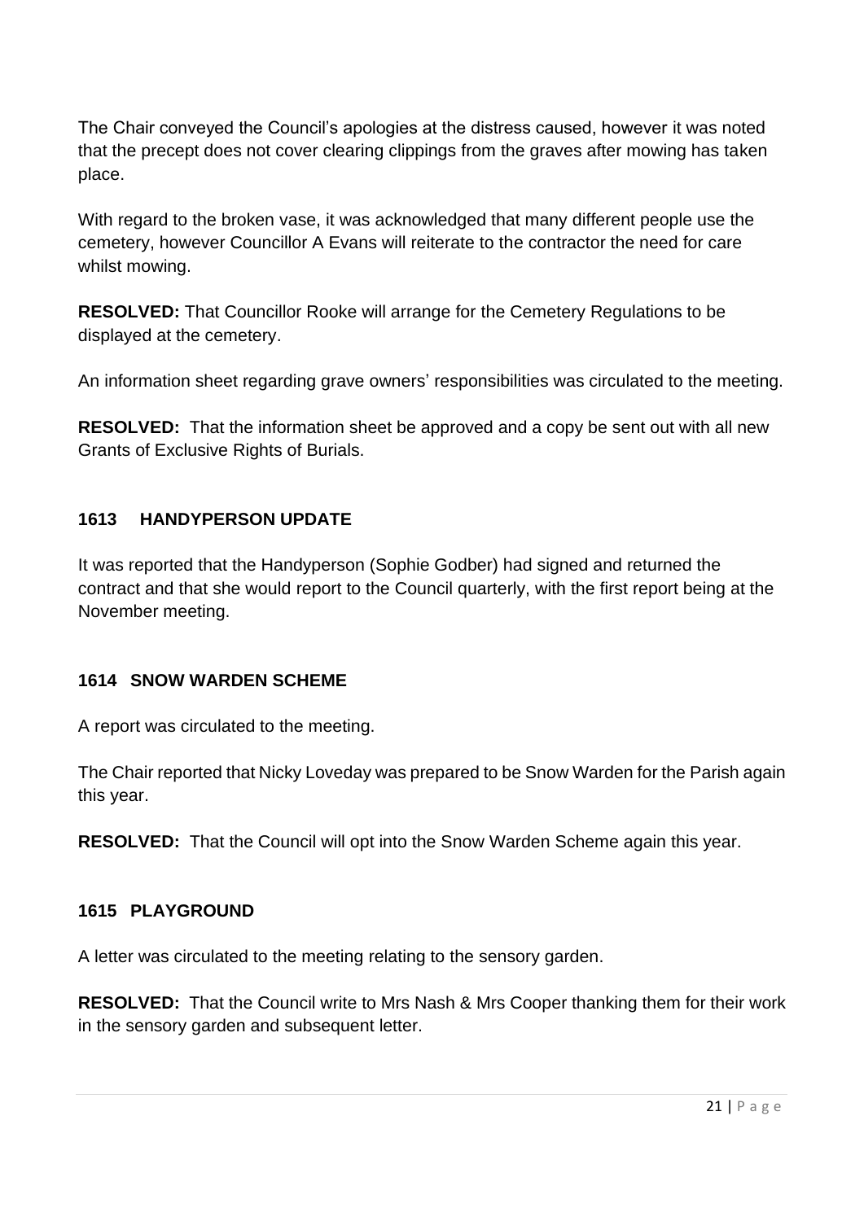The Chair conveyed the Council's apologies at the distress caused, however it was noted that the precept does not cover clearing clippings from the graves after mowing has taken place.

With regard to the broken vase, it was acknowledged that many different people use the cemetery, however Councillor A Evans will reiterate to the contractor the need for care whilst mowing.

**RESOLVED:** That Councillor Rooke will arrange for the Cemetery Regulations to be displayed at the cemetery.

An information sheet regarding grave owners' responsibilities was circulated to the meeting.

**RESOLVED:** That the information sheet be approved and a copy be sent out with all new Grants of Exclusive Rights of Burials.

## 1613 HANDYPERSON UPDATE

It was reported that the Handyperson (Sophie Godber) had signed and returned the contract and that she would report to the Council quarterly, with the first report being at the November meeting.

## 1614 SNOW WARDEN SCHEME

A report was circulated to the meeting.

The Chair reported that Nicky Loveday was prepared to be Snow Warden for the Parish again this year.

**RESOLVED:** That the Council will opt into the Snow Warden Scheme again this year.

## 1615 PLAYGROUND

A letter was circulated to the meeting relating to the sensory garden.

**RESOLVED:** That the Council write to Mrs Nash & Mrs Cooper thanking them for their work in the sensory garden and subsequent letter.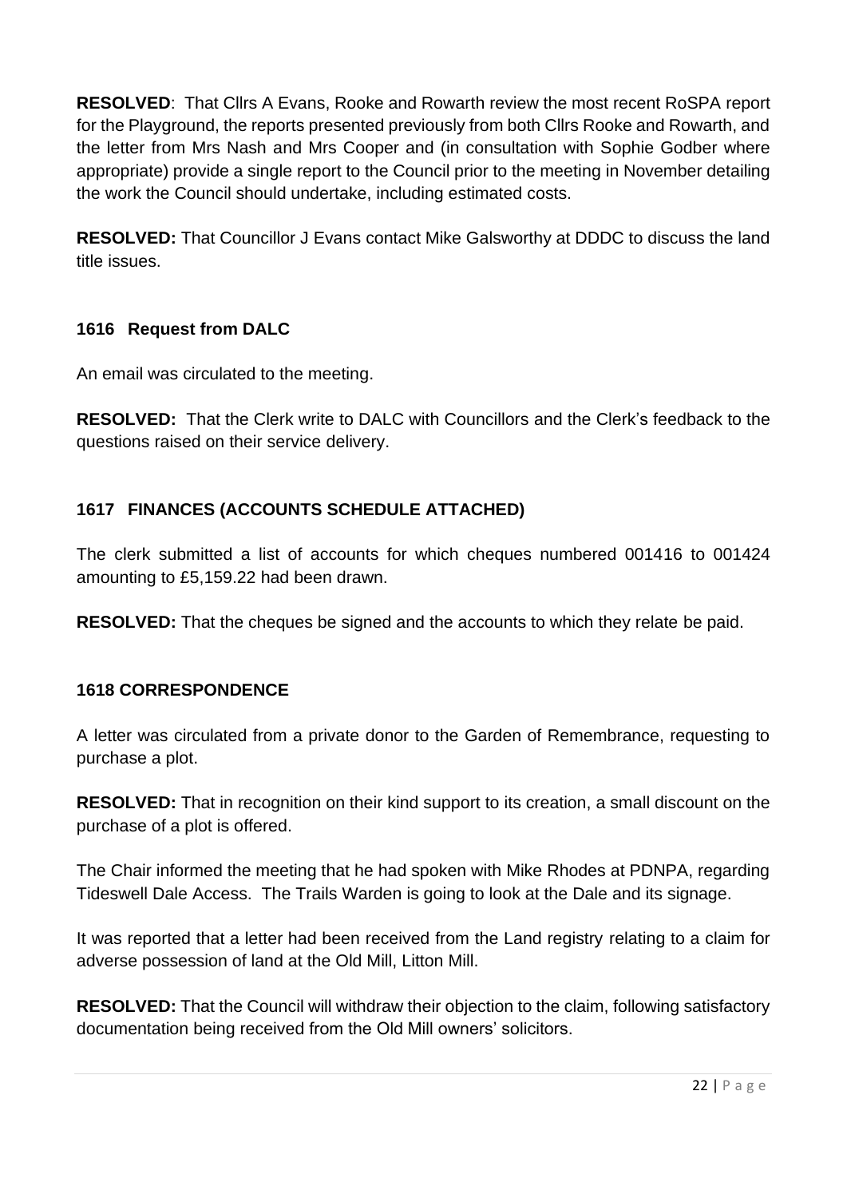**RESOLVED**: That Cllrs A Evans, Rooke and Rowarth review the most recent RoSPA report for the Playground, the reports presented previously from both Cllrs Rooke and Rowarth, and the letter from Mrs Nash and Mrs Cooper and (in consultation with Sophie Godber where appropriate) provide a single report to the Council prior to the meeting in November detailing the work the Council should undertake, including estimated costs.

**RESOLVED:** That Councillor J Evans contact Mike Galsworthy at DDDC to discuss the land title issues.

## 1616 Request from DALC

An email was circulated to the meeting.

**RESOLVED:** That the Clerk write to DALC with Councillors and the Clerk's feedback to the questions raised on their service delivery.

## 1617 FINANCES (ACCOUNTS SCHEDULE ATTACHED)

The clerk submitted a list of accounts for which cheques numbered 001416 to 001424 amounting to £5,159.22 had been drawn.

**RESOLVED:** That the cheques be signed and the accounts to which they relate be paid.

## 1618 CORRESPONDENCE

A letter was circulated from a private donor to the Garden of Remembrance, requesting to purchase a plot.

**RESOLVED:** That in recognition on their kind support to its creation, a small discount on the purchase of a plot is offered.

The Chair informed the meeting that he had spoken with Mike Rhodes at PDNPA, regarding Tideswell Dale Access. The Trails Warden is going to look at the Dale and its signage.

It was reported that a letter had been received from the Land registry relating to a claim for adverse possession of land at the Old Mill, Litton Mill.

**RESOLVED:** That the Council will withdraw their objection to the claim, following satisfactory documentation being received from the Old Mill owners' solicitors.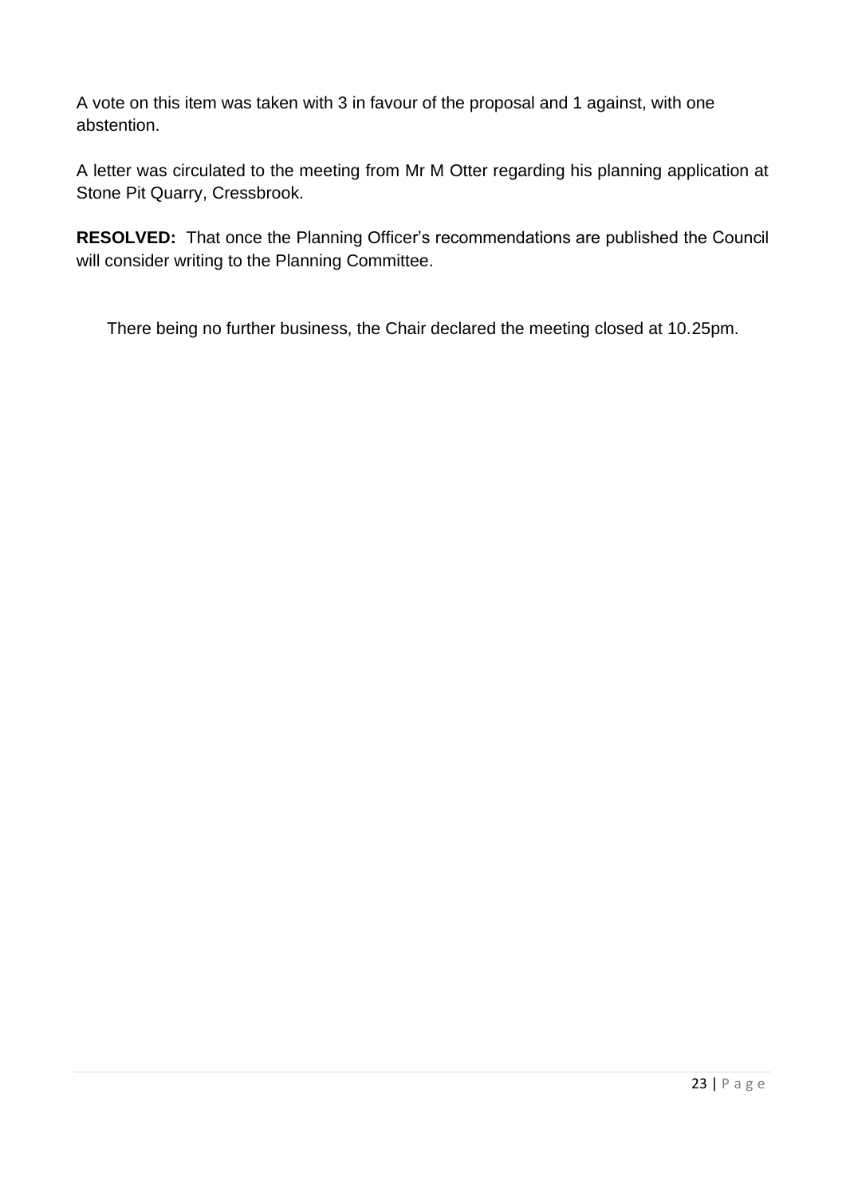A vote on this item was taken with 3 in favour of the proposal and 1 against, with one abstention.

A letter was circulated to the meeting from Mr M Otter regarding his planning application at Stone Pit Quarry, Cressbrook.

**RESOLVED:** That once the Planning Officer's recommendations are published the Council will consider writing to the Planning Committee.

There being no further business, the Chair declared the meeting closed at 10.25pm.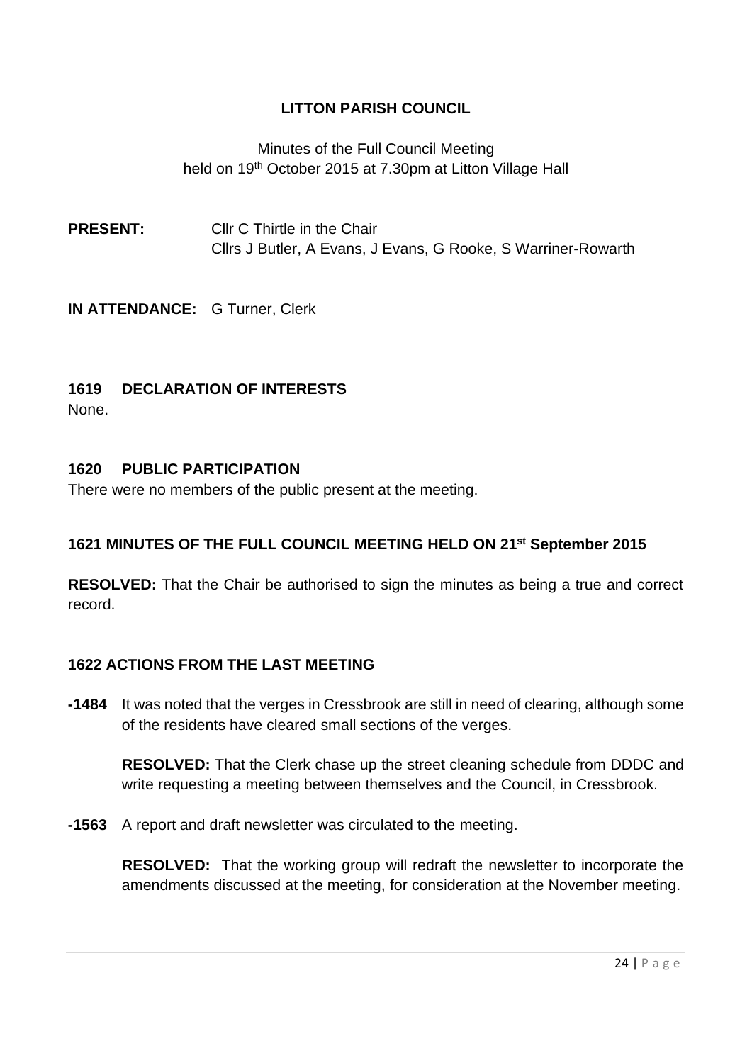# LITTON PARISH COUNCIL

Minutes of the Full Council Meeting
held on 19th October 2015 at 7.30pm at Litton Village Hall

**PRESENT:** Cllr C Thirtle in the Chair
Cllrs J Butler, A Evans, J Evans, G Rooke, S Warriner-Rowarth

**IN ATTENDANCE:** G Turner, Clerk

## 1619 DECLARATION OF INTERESTS

None.

## 1620 PUBLIC PARTICIPATION

There were no members of the public present at the meeting.

## 1621 MINUTES OF THE FULL COUNCIL MEETING HELD ON 21st September 2015

**RESOLVED:** That the Chair be authorised to sign the minutes as being a true and correct record.

## 1622 ACTIONS FROM THE LAST MEETING

**-1484** It was noted that the verges in Cressbrook are still in need of clearing, although some of the residents have cleared small sections of the verges.

**RESOLVED:** That the Clerk chase up the street cleaning schedule from DDDC and write requesting a meeting between themselves and the Council, in Cressbrook.

**-1563** A report and draft newsletter was circulated to the meeting.

**RESOLVED:** That the working group will redraft the newsletter to incorporate the amendments discussed at the meeting, for consideration at the November meeting.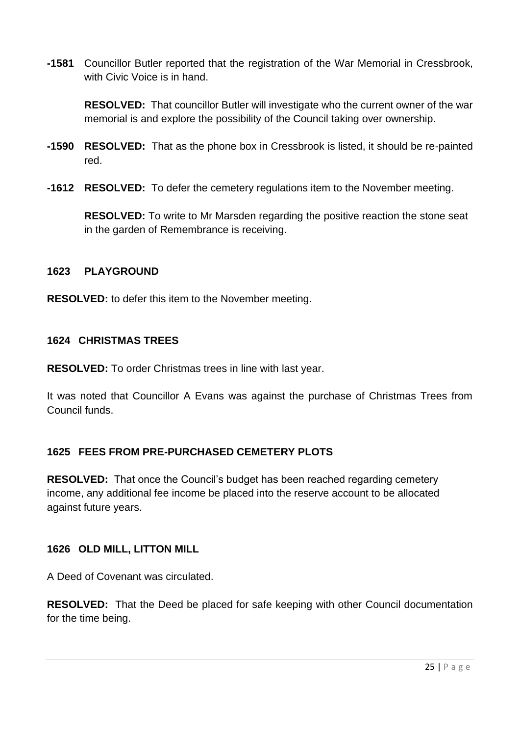**-1581** Councillor Butler reported that the registration of the War Memorial in Cressbrook, with Civic Voice is in hand.

**RESOLVED:** That councillor Butler will investigate who the current owner of the war memorial is and explore the possibility of the Council taking over ownership.

**-1590** **RESOLVED:** That as the phone box in Cressbrook is listed, it should be re-painted red.

**-1612** **RESOLVED:** To defer the cemetery regulations item to the November meeting.

**RESOLVED:** To write to Mr Marsden regarding the positive reaction the stone seat in the garden of Remembrance is receiving.

## 1623 PLAYGROUND

**RESOLVED:** to defer this item to the November meeting.

## 1624 CHRISTMAS TREES

**RESOLVED:** To order Christmas trees in line with last year.

It was noted that Councillor A Evans was against the purchase of Christmas Trees from Council funds.

## 1625 FEES FROM PRE-PURCHASED CEMETERY PLOTS

**RESOLVED:** That once the Council's budget has been reached regarding cemetery income, any additional fee income be placed into the reserve account to be allocated against future years.

## 1626 OLD MILL, LITTON MILL

A Deed of Covenant was circulated.

**RESOLVED:** That the Deed be placed for safe keeping with other Council documentation for the time being.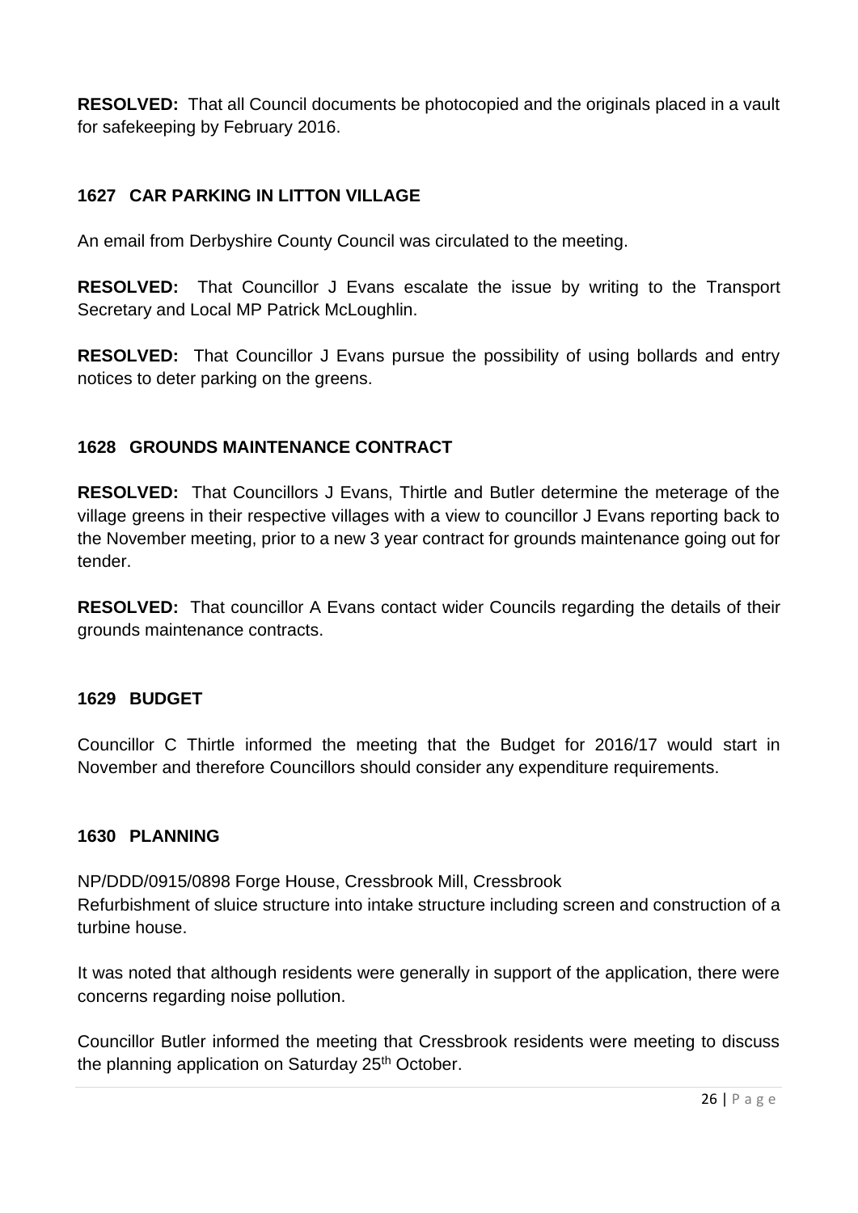**RESOLVED:** That all Council documents be photocopied and the originals placed in a vault for safekeeping by February 2016.

## 1627 CAR PARKING IN LITTON VILLAGE

An email from Derbyshire County Council was circulated to the meeting.

**RESOLVED:** That Councillor J Evans escalate the issue by writing to the Transport Secretary and Local MP Patrick McLoughlin.

**RESOLVED:** That Councillor J Evans pursue the possibility of using bollards and entry notices to deter parking on the greens.

## 1628 GROUNDS MAINTENANCE CONTRACT

**RESOLVED:** That Councillors J Evans, Thirtle and Butler determine the meterage of the village greens in their respective villages with a view to councillor J Evans reporting back to the November meeting, prior to a new 3 year contract for grounds maintenance going out for tender.

**RESOLVED:** That councillor A Evans contact wider Councils regarding the details of their grounds maintenance contracts.

## 1629 BUDGET

Councillor C Thirtle informed the meeting that the Budget for 2016/17 would start in November and therefore Councillors should consider any expenditure requirements.

## 1630 PLANNING

NP/DDD/0915/0898 Forge House, Cressbrook Mill, Cressbrook
Refurbishment of sluice structure into intake structure including screen and construction of a turbine house.

It was noted that although residents were generally in support of the application, there were concerns regarding noise pollution.

Councillor Butler informed the meeting that Cressbrook residents were meeting to discuss the planning application on Saturday 25th October.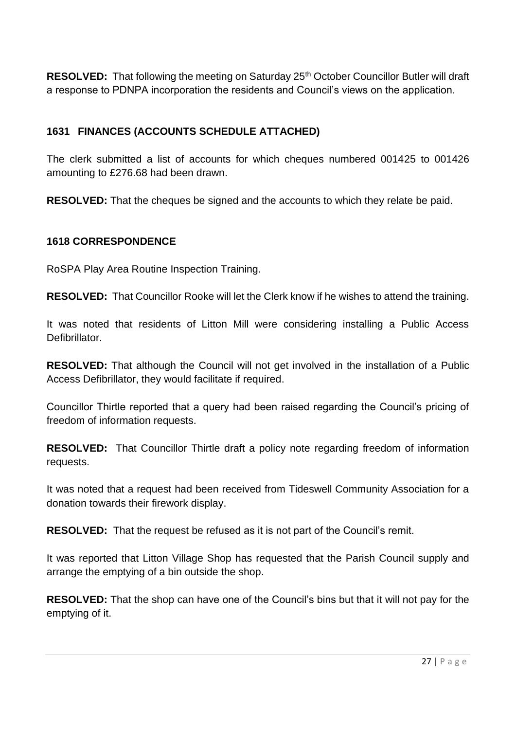**RESOLVED:** That following the meeting on Saturday 25th October Councillor Butler will draft a response to PDNPA incorporation the residents and Council's views on the application.

### 1631 FINANCES (ACCOUNTS SCHEDULE ATTACHED)

The clerk submitted a list of accounts for which cheques numbered 001425 to 001426 amounting to £276.68 had been drawn.

**RESOLVED:** That the cheques be signed and the accounts to which they relate be paid.

### 1618 CORRESPONDENCE

RoSPA Play Area Routine Inspection Training.

**RESOLVED:** That Councillor Rooke will let the Clerk know if he wishes to attend the training.

It was noted that residents of Litton Mill were considering installing a Public Access Defibrillator.

**RESOLVED:** That although the Council will not get involved in the installation of a Public Access Defibrillator, they would facilitate if required.

Councillor Thirtle reported that a query had been raised regarding the Council's pricing of freedom of information requests.

**RESOLVED:** That Councillor Thirtle draft a policy note regarding freedom of information requests.

It was noted that a request had been received from Tideswell Community Association for a donation towards their firework display.

**RESOLVED:** That the request be refused as it is not part of the Council's remit.

It was reported that Litton Village Shop has requested that the Parish Council supply and arrange the emptying of a bin outside the shop.

**RESOLVED:** That the shop can have one of the Council's bins but that it will not pay for the emptying of it.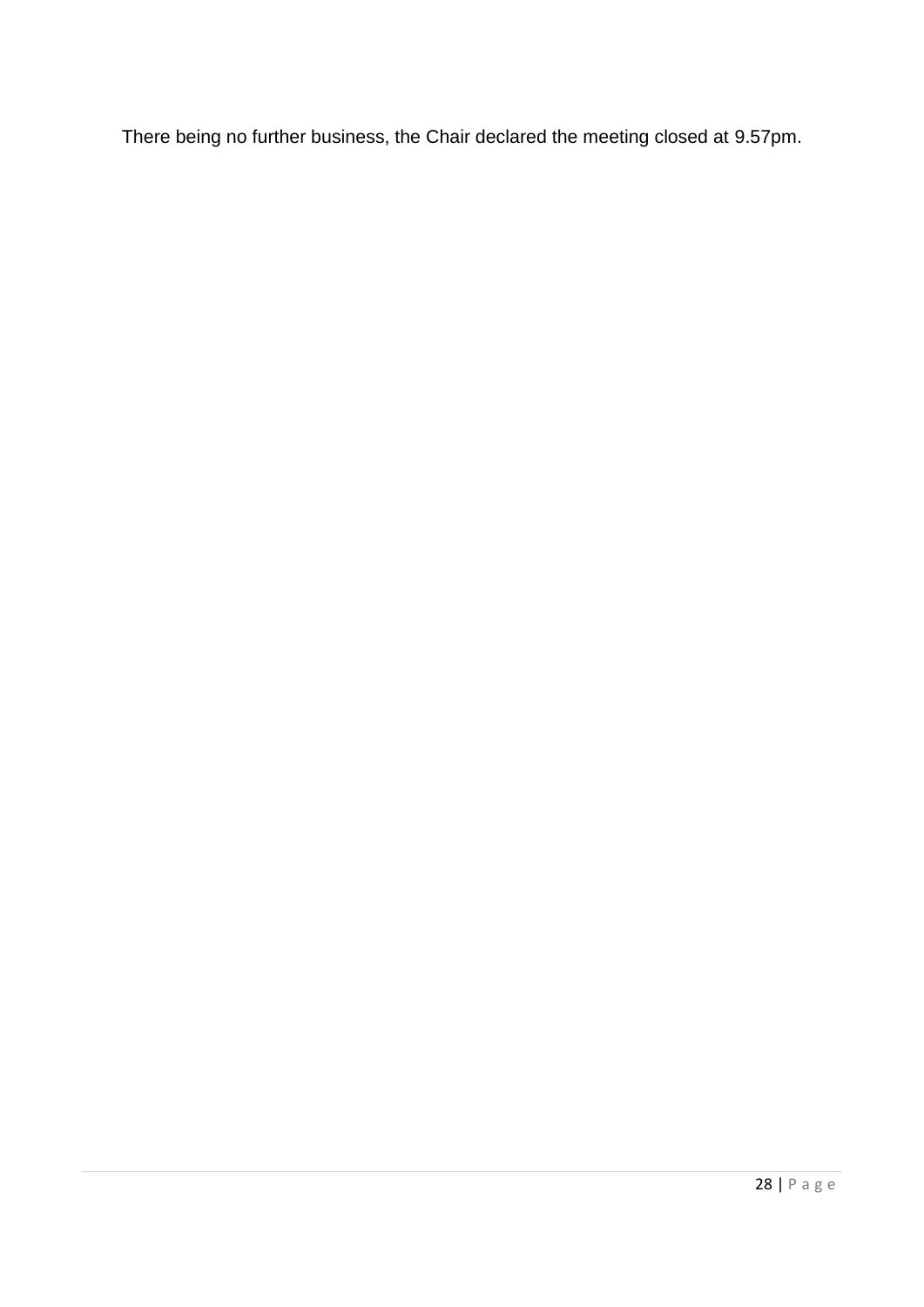There being no further business, the Chair declared the meeting closed at 9.57pm.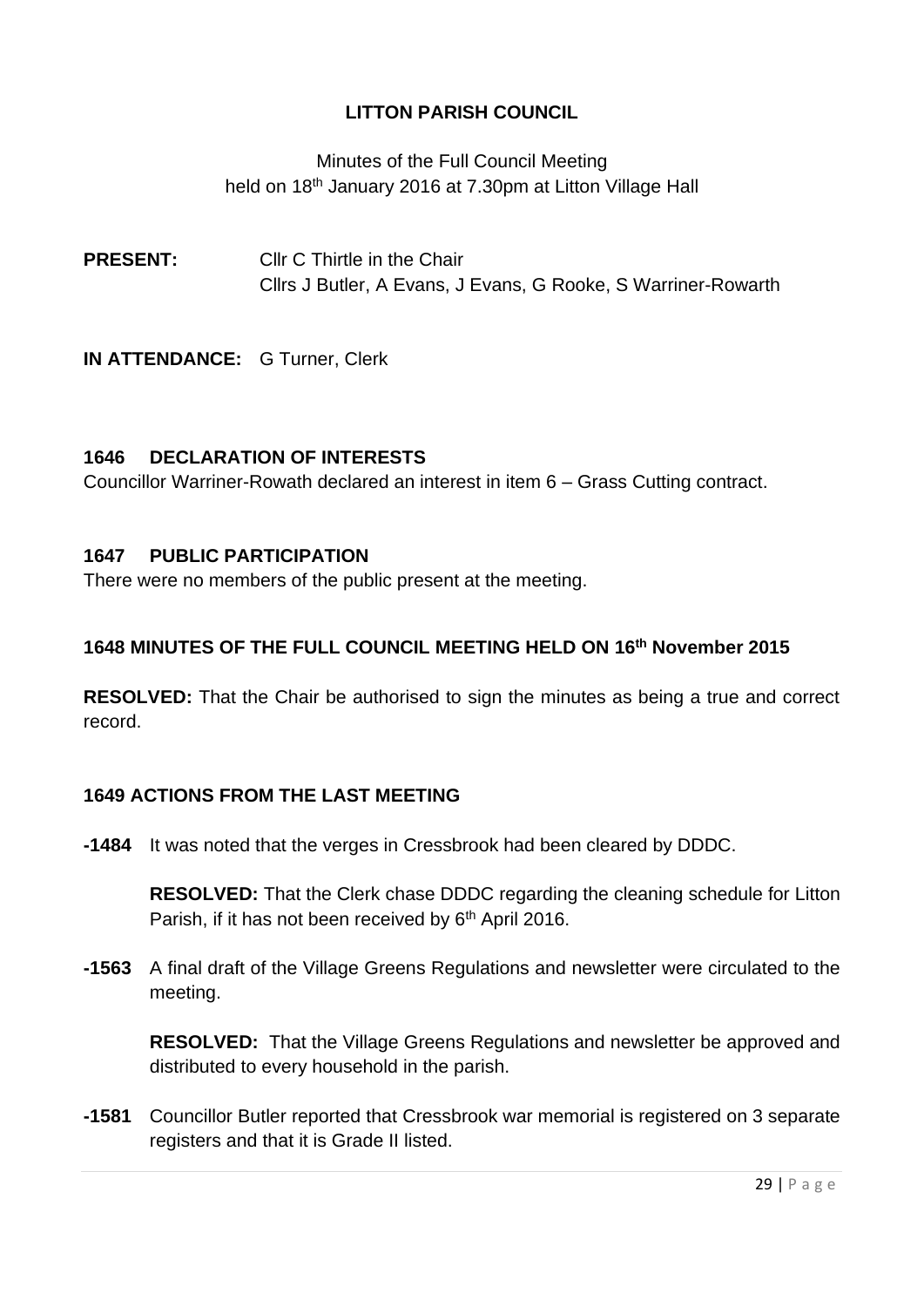# LITTON PARISH COUNCIL

Minutes of the Full Council Meeting
held on 18th January 2016 at 7.30pm at Litton Village Hall

**PRESENT:** Cllr C Thirtle in the Chair
Cllrs J Butler, A Evans, J Evans, G Rooke, S Warriner-Rowarth

**IN ATTENDANCE:** G Turner, Clerk

## 1646 DECLARATION OF INTERESTS

Councillor Warriner-Rowath declared an interest in item 6 – Grass Cutting contract.

## 1647 PUBLIC PARTICIPATION

There were no members of the public present at the meeting.

## 1648 MINUTES OF THE FULL COUNCIL MEETING HELD ON 16th November 2015

**RESOLVED:** That the Chair be authorised to sign the minutes as being a true and correct record.

## 1649 ACTIONS FROM THE LAST MEETING

**-1484** It was noted that the verges in Cressbrook had been cleared by DDDC.

**RESOLVED:** That the Clerk chase DDDC regarding the cleaning schedule for Litton Parish, if it has not been received by 6th April 2016.

**-1563** A final draft of the Village Greens Regulations and newsletter were circulated to the meeting.

**RESOLVED:** That the Village Greens Regulations and newsletter be approved and distributed to every household in the parish.

**-1581** Councillor Butler reported that Cressbrook war memorial is registered on 3 separate registers and that it is Grade II listed.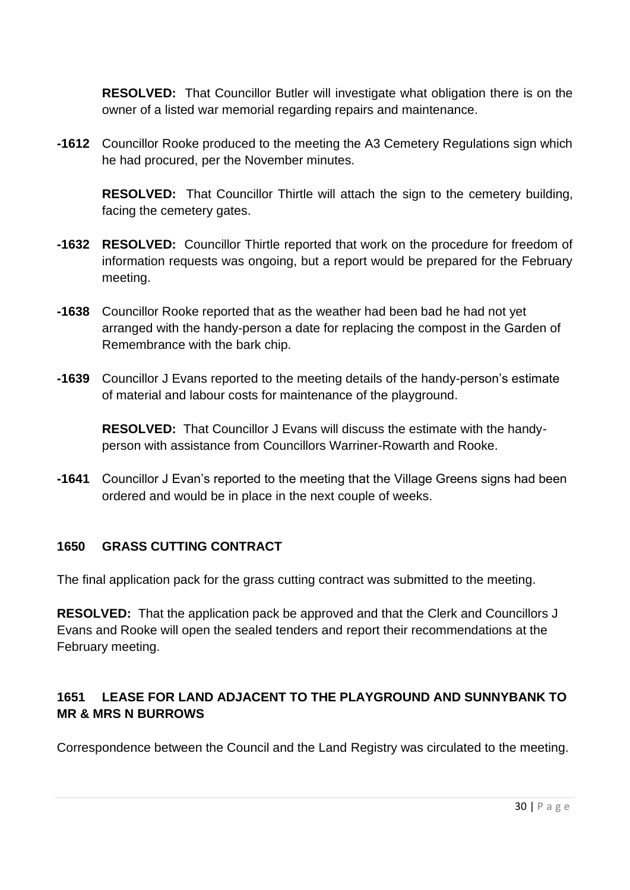**RESOLVED:** That Councillor Butler will investigate what obligation there is on the owner of a listed war memorial regarding repairs and maintenance.

**-1612** Councillor Rooke produced to the meeting the A3 Cemetery Regulations sign which he had procured, per the November minutes.

**RESOLVED:** That Councillor Thirtle will attach the sign to the cemetery building, facing the cemetery gates.

**-1632** **RESOLVED:** Councillor Thirtle reported that work on the procedure for freedom of information requests was ongoing, but a report would be prepared for the February meeting.

**-1638** Councillor Rooke reported that as the weather had been bad he had not yet arranged with the handy-person a date for replacing the compost in the Garden of Remembrance with the bark chip.

**-1639** Councillor J Evans reported to the meeting details of the handy-person's estimate of material and labour costs for maintenance of the playground.

**RESOLVED:** That Councillor J Evans will discuss the estimate with the handy-person with assistance from Councillors Warriner-Rowarth and Rooke.

**-1641** Councillor J Evan's reported to the meeting that the Village Greens signs had been ordered and would be in place in the next couple of weeks.

### 1650 GRASS CUTTING CONTRACT

The final application pack for the grass cutting contract was submitted to the meeting.

**RESOLVED:** That the application pack be approved and that the Clerk and Councillors J Evans and Rooke will open the sealed tenders and report their recommendations at the February meeting.

### 1651 LEASE FOR LAND ADJACENT TO THE PLAYGROUND AND SUNNYBANK TO MR & MRS N BURROWS

Correspondence between the Council and the Land Registry was circulated to the meeting.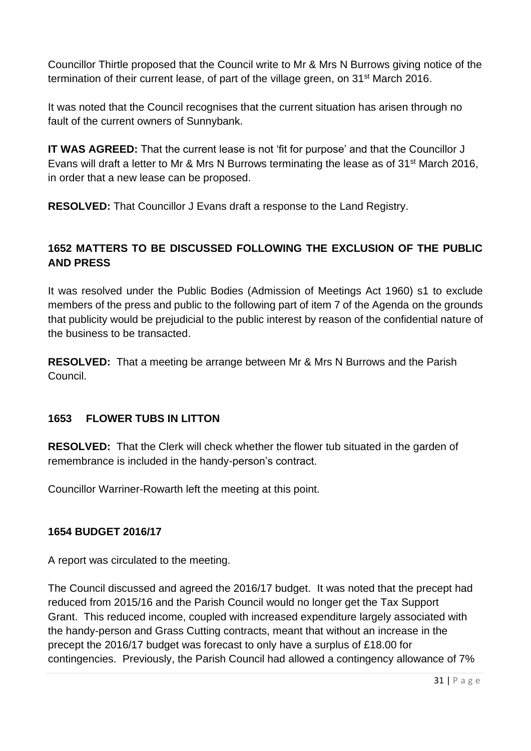Councillor Thirtle proposed that the Council write to Mr & Mrs N Burrows giving notice of the termination of their current lease, of part of the village green, on 31st March 2016.

It was noted that the Council recognises that the current situation has arisen through no fault of the current owners of Sunnybank.

**IT WAS AGREED:** That the current lease is not 'fit for purpose' and that the Councillor J Evans will draft a letter to Mr & Mrs N Burrows terminating the lease as of 31st March 2016, in order that a new lease can be proposed.

**RESOLVED:** That Councillor J Evans draft a response to the Land Registry.

## 1652 MATTERS TO BE DISCUSSED FOLLOWING THE EXCLUSION OF THE PUBLIC AND PRESS

It was resolved under the Public Bodies (Admission of Meetings Act 1960) s1 to exclude members of the press and public to the following part of item 7 of the Agenda on the grounds that publicity would be prejudicial to the public interest by reason of the confidential nature of the business to be transacted.

**RESOLVED:** That a meeting be arrange between Mr & Mrs N Burrows and the Parish Council.

## 1653 FLOWER TUBS IN LITTON

**RESOLVED:** That the Clerk will check whether the flower tub situated in the garden of remembrance is included in the handy-person's contract.

Councillor Warriner-Rowarth left the meeting at this point.

## 1654 BUDGET 2016/17

A report was circulated to the meeting.

The Council discussed and agreed the 2016/17 budget. It was noted that the precept had reduced from 2015/16 and the Parish Council would no longer get the Tax Support Grant. This reduced income, coupled with increased expenditure largely associated with the handy-person and Grass Cutting contracts, meant that without an increase in the precept the 2016/17 budget was forecast to only have a surplus of £18.00 for contingencies. Previously, the Parish Council had allowed a contingency allowance of 7%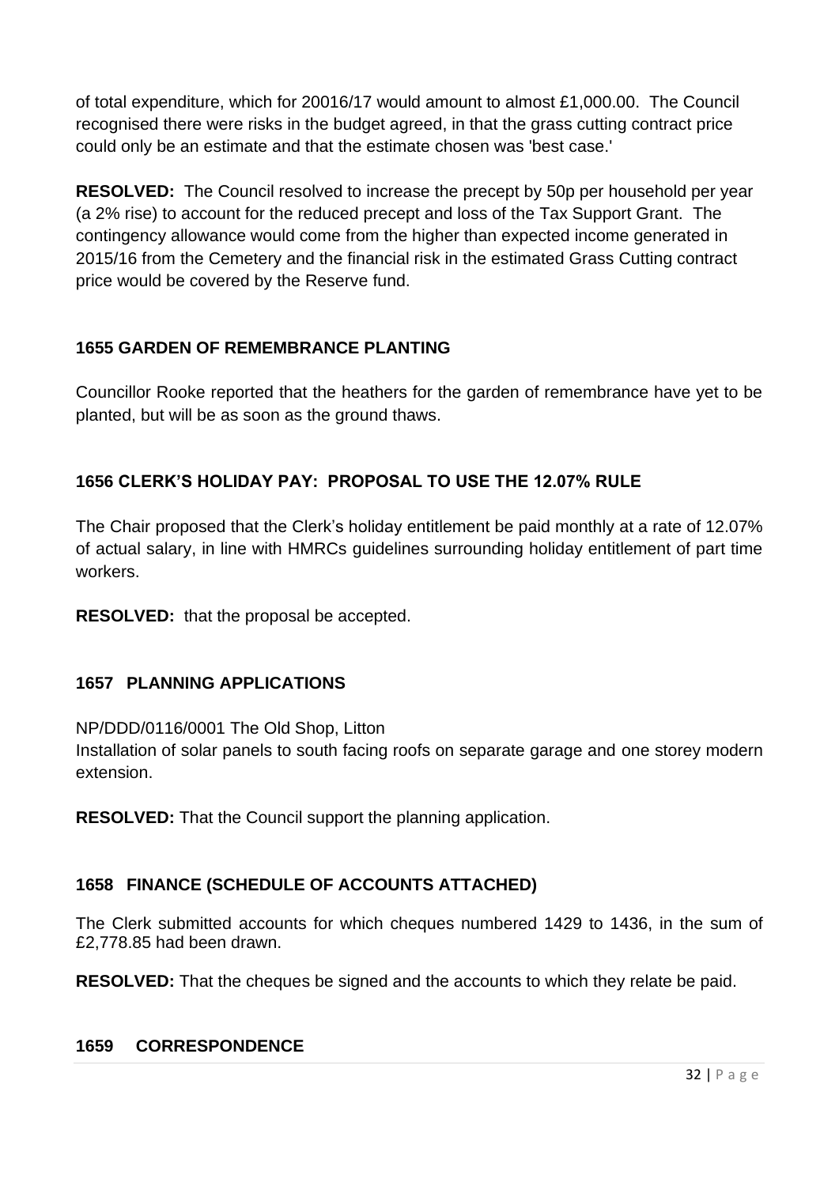of total expenditure, which for 20016/17 would amount to almost £1,000.00. The Council recognised there were risks in the budget agreed, in that the grass cutting contract price could only be an estimate and that the estimate chosen was 'best case.'

**RESOLVED:** The Council resolved to increase the precept by 50p per household per year (a 2% rise) to account for the reduced precept and loss of the Tax Support Grant. The contingency allowance would come from the higher than expected income generated in 2015/16 from the Cemetery and the financial risk in the estimated Grass Cutting contract price would be covered by the Reserve fund.

### 1655 GARDEN OF REMEMBRANCE PLANTING

Councillor Rooke reported that the heathers for the garden of remembrance have yet to be planted, but will be as soon as the ground thaws.

### 1656 CLERK'S HOLIDAY PAY: PROPOSAL TO USE THE 12.07% RULE

The Chair proposed that the Clerk's holiday entitlement be paid monthly at a rate of 12.07% of actual salary, in line with HMRCs guidelines surrounding holiday entitlement of part time workers.

**RESOLVED:** that the proposal be accepted.

### 1657 PLANNING APPLICATIONS

NP/DDD/0116/0001 The Old Shop, Litton
Installation of solar panels to south facing roofs on separate garage and one storey modern extension.

**RESOLVED:** That the Council support the planning application.

### 1658 FINANCE (SCHEDULE OF ACCOUNTS ATTACHED)

The Clerk submitted accounts for which cheques numbered 1429 to 1436, in the sum of £2,778.85 had been drawn.

**RESOLVED:** That the cheques be signed and the accounts to which they relate be paid.

### 1659 CORRESPONDENCE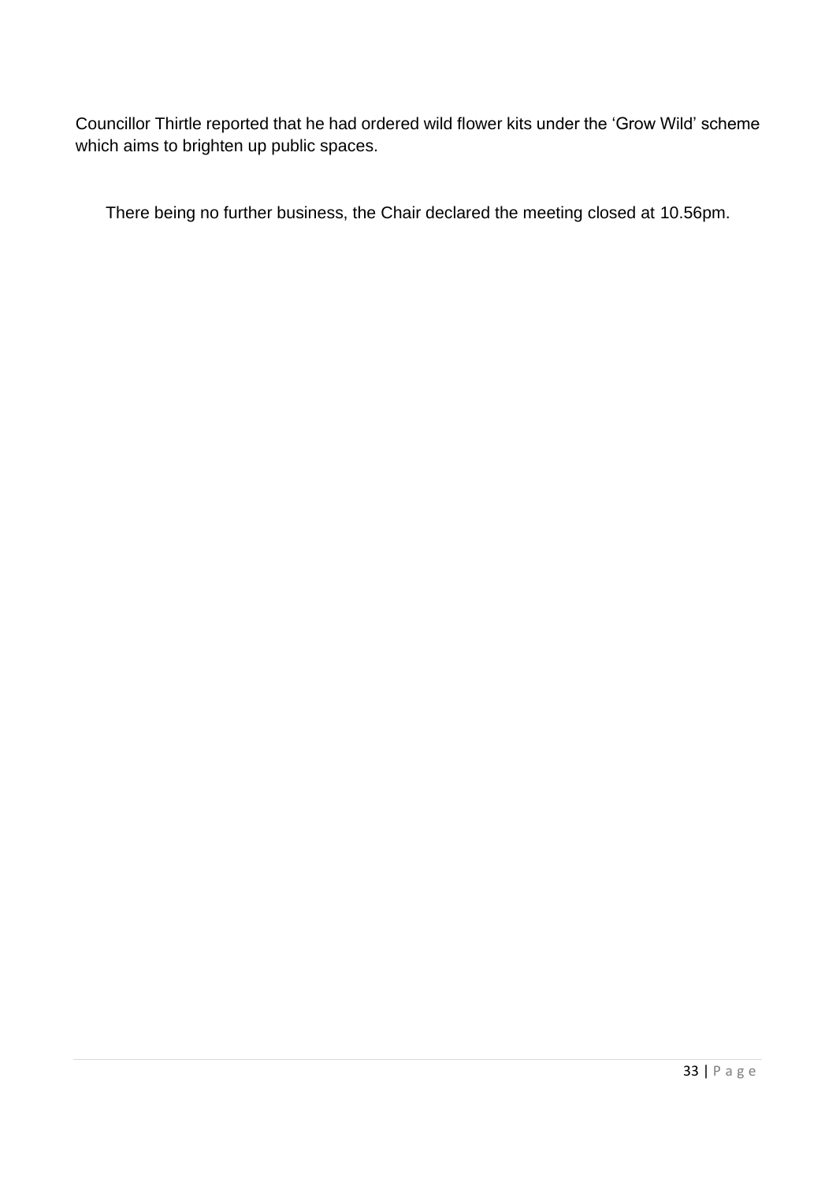Councillor Thirtle reported that he had ordered wild flower kits under the ‘Grow Wild’ scheme which aims to brighten up public spaces.

There being no further business, the Chair declared the meeting closed at 10.56pm.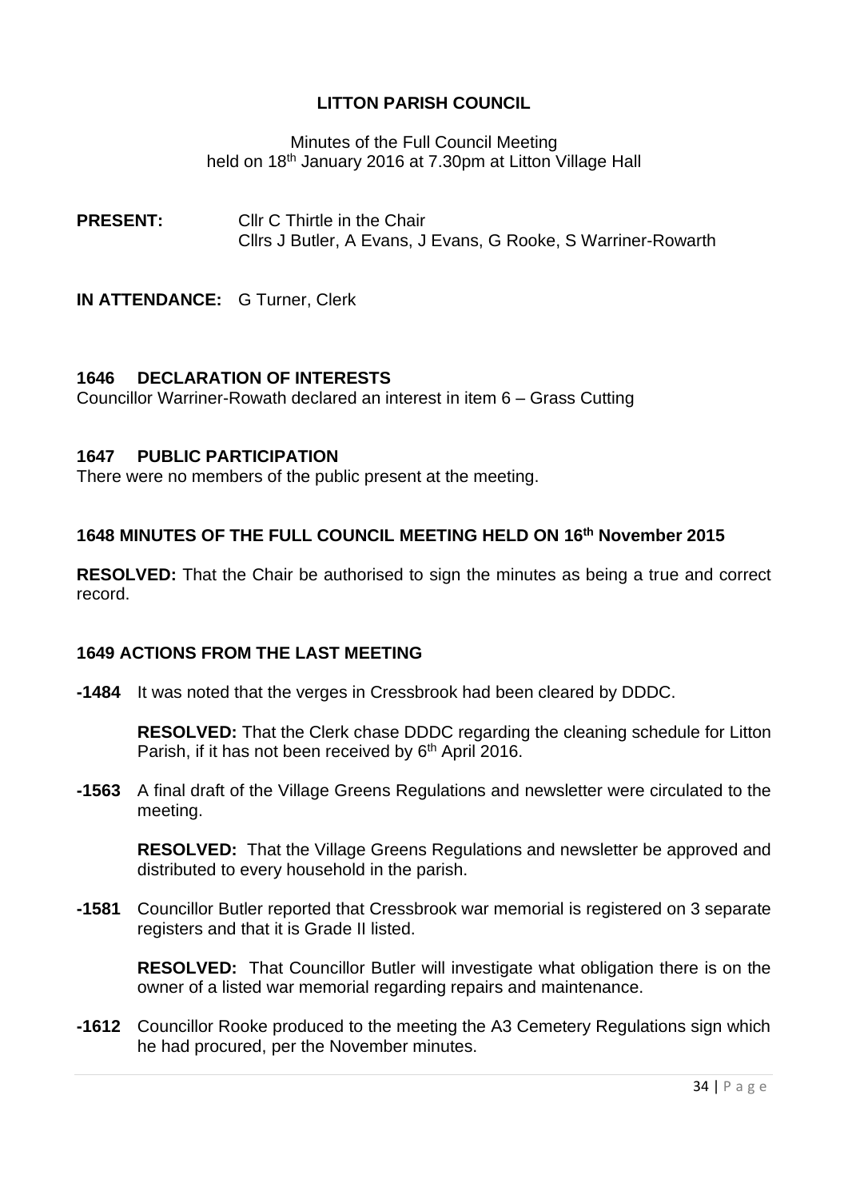# LITTON PARISH COUNCIL

Minutes of the Full Council Meeting
held on 18th January 2016 at 7.30pm at Litton Village Hall

**PRESENT:** Cllr C Thirtle in the Chair
Cllrs J Butler, A Evans, J Evans, G Rooke, S Warriner-Rowarth

**IN ATTENDANCE:** G Turner, Clerk

## 1646 DECLARATION OF INTERESTS

Councillor Warriner-Rowath declared an interest in item 6 – Grass Cutting

## 1647 PUBLIC PARTICIPATION

There were no members of the public present at the meeting.

## 1648 MINUTES OF THE FULL COUNCIL MEETING HELD ON 16th November 2015

**RESOLVED:** That the Chair be authorised to sign the minutes as being a true and correct record.

## 1649 ACTIONS FROM THE LAST MEETING

**-1484** It was noted that the verges in Cressbrook had been cleared by DDDC.

**RESOLVED:** That the Clerk chase DDDC regarding the cleaning schedule for Litton Parish, if it has not been received by 6th April 2016.

**-1563** A final draft of the Village Greens Regulations and newsletter were circulated to the meeting.

**RESOLVED:** That the Village Greens Regulations and newsletter be approved and distributed to every household in the parish.

**-1581** Councillor Butler reported that Cressbrook war memorial is registered on 3 separate registers and that it is Grade II listed.

**RESOLVED:** That Councillor Butler will investigate what obligation there is on the owner of a listed war memorial regarding repairs and maintenance.

**-1612** Councillor Rooke produced to the meeting the A3 Cemetery Regulations sign which he had procured, per the November minutes.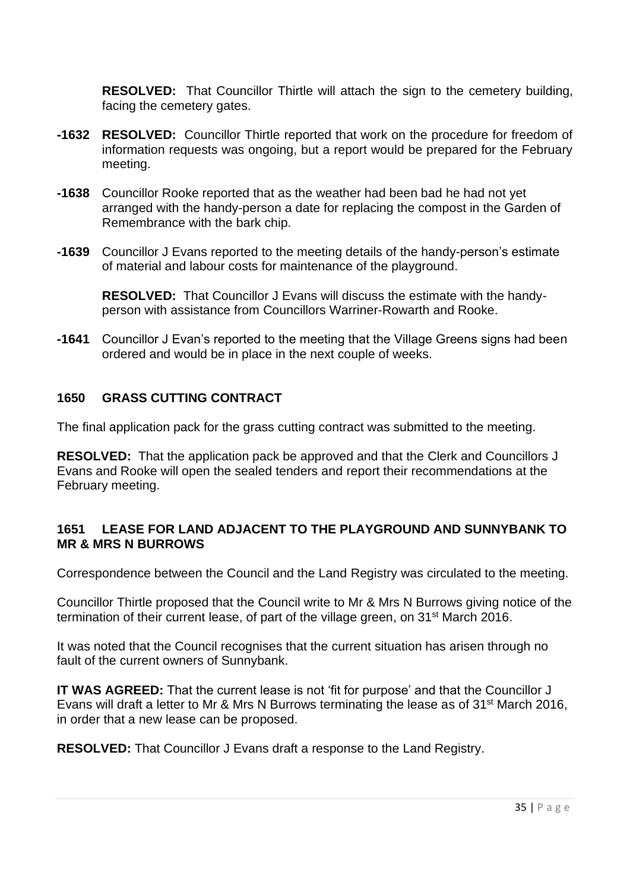**RESOLVED:** That Councillor Thirtle will attach the sign to the cemetery building, facing the cemetery gates.

**-1632** **RESOLVED:** Councillor Thirtle reported that work on the procedure for freedom of information requests was ongoing, but a report would be prepared for the February meeting.

**-1638** Councillor Rooke reported that as the weather had been bad he had not yet arranged with the handy-person a date for replacing the compost in the Garden of Remembrance with the bark chip.

**-1639** Councillor J Evans reported to the meeting details of the handy-person's estimate of material and labour costs for maintenance of the playground.

**RESOLVED:** That Councillor J Evans will discuss the estimate with the handy-person with assistance from Councillors Warriner-Rowarth and Rooke.

**-1641** Councillor J Evan's reported to the meeting that the Village Greens signs had been ordered and would be in place in the next couple of weeks.

## 1650 GRASS CUTTING CONTRACT

The final application pack for the grass cutting contract was submitted to the meeting.

**RESOLVED:** That the application pack be approved and that the Clerk and Councillors J Evans and Rooke will open the sealed tenders and report their recommendations at the February meeting.

## 1651 LEASE FOR LAND ADJACENT TO THE PLAYGROUND AND SUNNYBANK TO MR & MRS N BURROWS

Correspondence between the Council and the Land Registry was circulated to the meeting.

Councillor Thirtle proposed that the Council write to Mr & Mrs N Burrows giving notice of the termination of their current lease, of part of the village green, on 31st March 2016.

It was noted that the Council recognises that the current situation has arisen through no fault of the current owners of Sunnybank.

**IT WAS AGREED:** That the current lease is not 'fit for purpose' and that the Councillor J Evans will draft a letter to Mr & Mrs N Burrows terminating the lease as of 31st March 2016, in order that a new lease can be proposed.

**RESOLVED:** That Councillor J Evans draft a response to the Land Registry.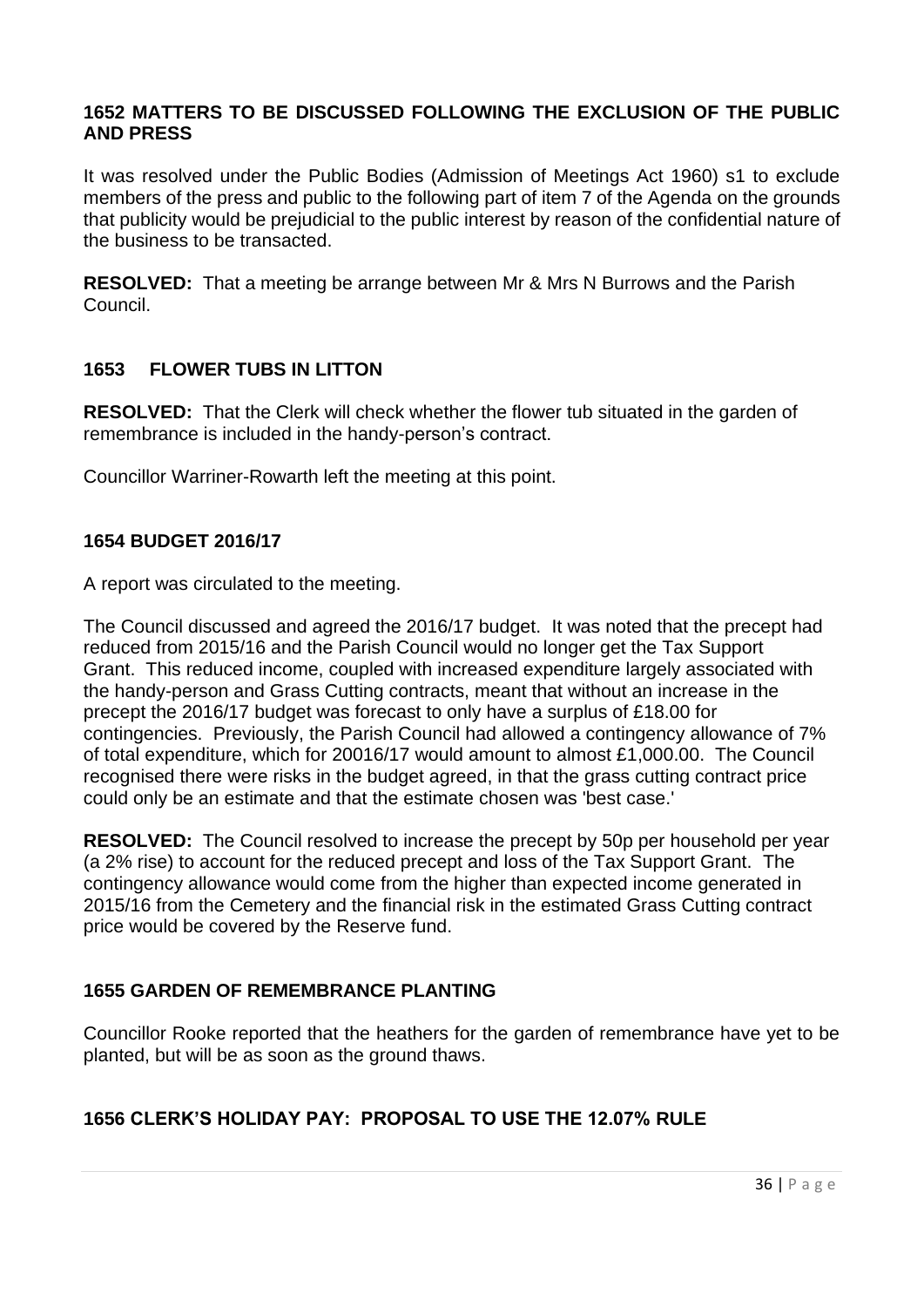### 1652 MATTERS TO BE DISCUSSED FOLLOWING THE EXCLUSION OF THE PUBLIC AND PRESS

It was resolved under the Public Bodies (Admission of Meetings Act 1960) s1 to exclude members of the press and public to the following part of item 7 of the Agenda on the grounds that publicity would be prejudicial to the public interest by reason of the confidential nature of the business to be transacted.

**RESOLVED:** That a meeting be arrange between Mr & Mrs N Burrows and the Parish Council.

### 1653 FLOWER TUBS IN LITTON

**RESOLVED:** That the Clerk will check whether the flower tub situated in the garden of remembrance is included in the handy-person's contract.

Councillor Warriner-Rowarth left the meeting at this point.

### 1654 BUDGET 2016/17

A report was circulated to the meeting.

The Council discussed and agreed the 2016/17 budget. It was noted that the precept had reduced from 2015/16 and the Parish Council would no longer get the Tax Support Grant. This reduced income, coupled with increased expenditure largely associated with the handy-person and Grass Cutting contracts, meant that without an increase in the precept the 2016/17 budget was forecast to only have a surplus of £18.00 for contingencies. Previously, the Parish Council had allowed a contingency allowance of 7% of total expenditure, which for 20016/17 would amount to almost £1,000.00. The Council recognised there were risks in the budget agreed, in that the grass cutting contract price could only be an estimate and that the estimate chosen was 'best case.'

**RESOLVED:** The Council resolved to increase the precept by 50p per household per year (a 2% rise) to account for the reduced precept and loss of the Tax Support Grant. The contingency allowance would come from the higher than expected income generated in 2015/16 from the Cemetery and the financial risk in the estimated Grass Cutting contract price would be covered by the Reserve fund.

### 1655 GARDEN OF REMEMBRANCE PLANTING

Councillor Rooke reported that the heathers for the garden of remembrance have yet to be planted, but will be as soon as the ground thaws.

### 1656 CLERK'S HOLIDAY PAY: PROPOSAL TO USE THE 12.07% RULE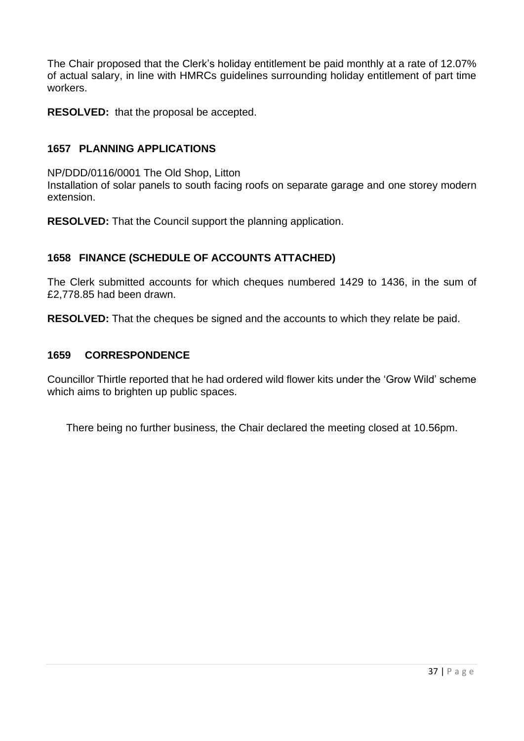The Chair proposed that the Clerk's holiday entitlement be paid monthly at a rate of 12.07% of actual salary, in line with HMRCs guidelines surrounding holiday entitlement of part time workers.

**RESOLVED:** that the proposal be accepted.

## 1657 PLANNING APPLICATIONS

NP/DDD/0116/0001 The Old Shop, Litton
Installation of solar panels to south facing roofs on separate garage and one storey modern extension.

**RESOLVED:** That the Council support the planning application.

## 1658 FINANCE (SCHEDULE OF ACCOUNTS ATTACHED)

The Clerk submitted accounts for which cheques numbered 1429 to 1436, in the sum of £2,778.85 had been drawn.

**RESOLVED:** That the cheques be signed and the accounts to which they relate be paid.

## 1659 CORRESPONDENCE

Councillor Thirtle reported that he had ordered wild flower kits under the 'Grow Wild' scheme which aims to brighten up public spaces.

There being no further business, the Chair declared the meeting closed at 10.56pm.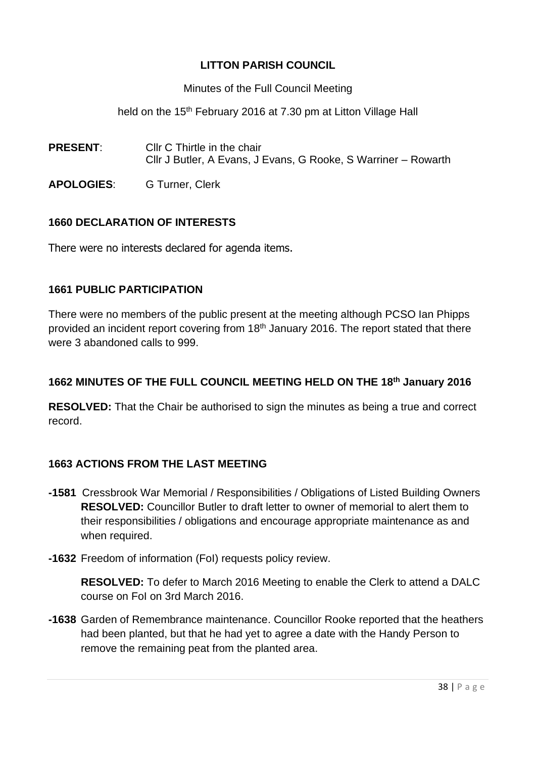# LITTON PARISH COUNCIL

Minutes of the Full Council Meeting

held on the 15th February 2016 at 7.30 pm at Litton Village Hall

**PRESENT**: Cllr C Thirtle in the chair
Cllr J Butler, A Evans, J Evans, G Rooke, S Warriner – Rowarth

**APOLOGIES**: G Turner, Clerk

### 1660 DECLARATION OF INTERESTS

There were no interests declared for agenda items.

### 1661 PUBLIC PARTICIPATION

There were no members of the public present at the meeting although PCSO Ian Phipps provided an incident report covering from 18th January 2016. The report stated that there were 3 abandoned calls to 999.

### 1662 MINUTES OF THE FULL COUNCIL MEETING HELD ON THE 18th January 2016

**RESOLVED:** That the Chair be authorised to sign the minutes as being a true and correct record.

### 1663 ACTIONS FROM THE LAST MEETING

**-1581** Cressbrook War Memorial / Responsibilities / Obligations of Listed Building Owners **RESOLVED:** Councillor Butler to draft letter to owner of memorial to alert them to their responsibilities / obligations and encourage appropriate maintenance as and when required.

**-1632** Freedom of information (FoI) requests policy review.

**RESOLVED:** To defer to March 2016 Meeting to enable the Clerk to attend a DALC course on FoI on 3rd March 2016.

**-1638** Garden of Remembrance maintenance. Councillor Rooke reported that the heathers had been planted, but that he had yet to agree a date with the Handy Person to remove the remaining peat from the planted area.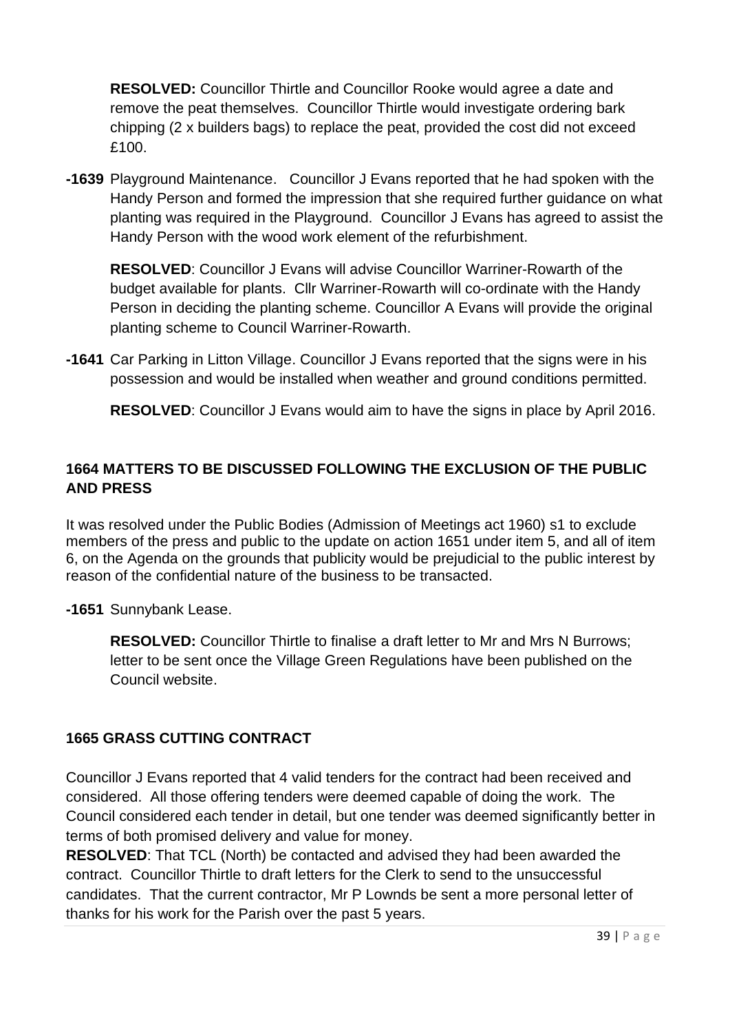**RESOLVED:** Councillor Thirtle and Councillor Rooke would agree a date and remove the peat themselves. Councillor Thirtle would investigate ordering bark chipping (2 x builders bags) to replace the peat, provided the cost did not exceed £100.

**-1639** Playground Maintenance. Councillor J Evans reported that he had spoken with the Handy Person and formed the impression that she required further guidance on what planting was required in the Playground. Councillor J Evans has agreed to assist the Handy Person with the wood work element of the refurbishment.

**RESOLVED**: Councillor J Evans will advise Councillor Warriner-Rowarth of the budget available for plants. Cllr Warriner-Rowarth will co-ordinate with the Handy Person in deciding the planting scheme. Councillor A Evans will provide the original planting scheme to Council Warriner-Rowarth.

**-1641** Car Parking in Litton Village. Councillor J Evans reported that the signs were in his possession and would be installed when weather and ground conditions permitted.

**RESOLVED**: Councillor J Evans would aim to have the signs in place by April 2016.

## 1664 MATTERS TO BE DISCUSSED FOLLOWING THE EXCLUSION OF THE PUBLIC AND PRESS

It was resolved under the Public Bodies (Admission of Meetings act 1960) s1 to exclude members of the press and public to the update on action 1651 under item 5, and all of item 6, on the Agenda on the grounds that publicity would be prejudicial to the public interest by reason of the confidential nature of the business to be transacted.

**-1651** Sunnybank Lease.

**RESOLVED:** Councillor Thirtle to finalise a draft letter to Mr and Mrs N Burrows; letter to be sent once the Village Green Regulations have been published on the Council website.

## 1665 GRASS CUTTING CONTRACT

Councillor J Evans reported that 4 valid tenders for the contract had been received and considered. All those offering tenders were deemed capable of doing the work. The Council considered each tender in detail, but one tender was deemed significantly better in terms of both promised delivery and value for money.

**RESOLVED**: That TCL (North) be contacted and advised they had been awarded the contract. Councillor Thirtle to draft letters for the Clerk to send to the unsuccessful candidates. That the current contractor, Mr P Lownds be sent a more personal letter of thanks for his work for the Parish over the past 5 years.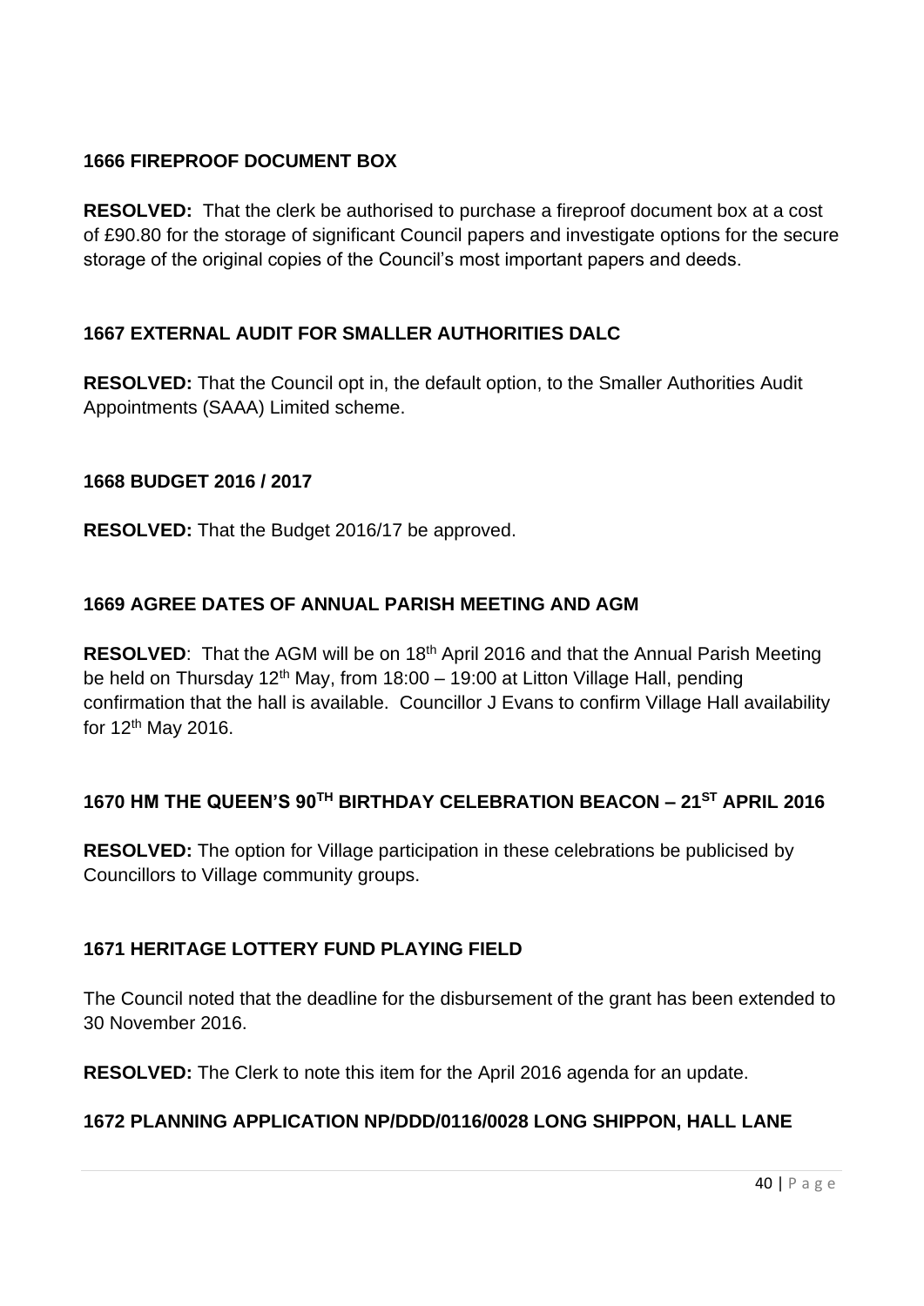**1666 FIREPROOF DOCUMENT BOX**

**RESOLVED:** That the clerk be authorised to purchase a fireproof document box at a cost of £90.80 for the storage of significant Council papers and investigate options for the secure storage of the original copies of the Council's most important papers and deeds.

**1667 EXTERNAL AUDIT FOR SMALLER AUTHORITIES DALC**

**RESOLVED:** That the Council opt in, the default option, to the Smaller Authorities Audit Appointments (SAAA) Limited scheme.

**1668 BUDGET 2016 / 2017**

**RESOLVED:** That the Budget 2016/17 be approved.

**1669 AGREE DATES OF ANNUAL PARISH MEETING AND AGM**

**RESOLVED**: That the AGM will be on 18th April 2016 and that the Annual Parish Meeting be held on Thursday 12th May, from 18:00 – 19:00 at Litton Village Hall, pending confirmation that the hall is available. Councillor J Evans to confirm Village Hall availability for 12th May 2016.

**1670 HM THE QUEEN'S 90TH BIRTHDAY CELEBRATION BEACON – 21ST APRIL 2016**

**RESOLVED:** The option for Village participation in these celebrations be publicised by Councillors to Village community groups.

**1671 HERITAGE LOTTERY FUND PLAYING FIELD**

The Council noted that the deadline for the disbursement of the grant has been extended to 30 November 2016.

**RESOLVED:** The Clerk to note this item for the April 2016 agenda for an update.

**1672 PLANNING APPLICATION NP/DDD/0116/0028 LONG SHIPPON, HALL LANE**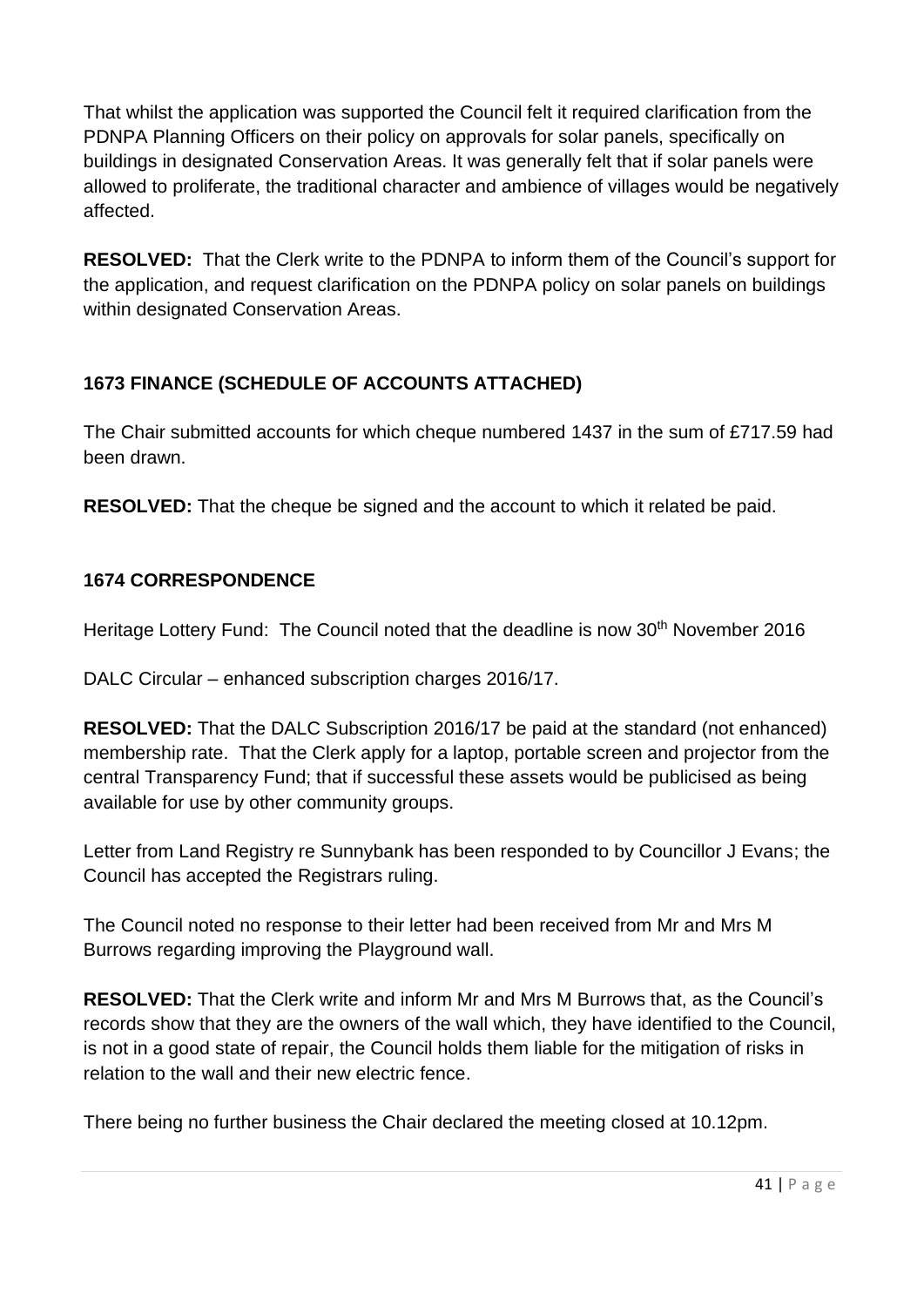That whilst the application was supported the Council felt it required clarification from the PDNPA Planning Officers on their policy on approvals for solar panels, specifically on buildings in designated Conservation Areas. It was generally felt that if solar panels were allowed to proliferate, the traditional character and ambience of villages would be negatively affected.

**RESOLVED:** That the Clerk write to the PDNPA to inform them of the Council's support for the application, and request clarification on the PDNPA policy on solar panels on buildings within designated Conservation Areas.

### 1673 FINANCE (SCHEDULE OF ACCOUNTS ATTACHED)

The Chair submitted accounts for which cheque numbered 1437 in the sum of £717.59 had been drawn.

**RESOLVED:** That the cheque be signed and the account to which it related be paid.

### 1674 CORRESPONDENCE

Heritage Lottery Fund: The Council noted that the deadline is now 30th November 2016

DALC Circular – enhanced subscription charges 2016/17.

**RESOLVED:** That the DALC Subscription 2016/17 be paid at the standard (not enhanced) membership rate. That the Clerk apply for a laptop, portable screen and projector from the central Transparency Fund; that if successful these assets would be publicised as being available for use by other community groups.

Letter from Land Registry re Sunnybank has been responded to by Councillor J Evans; the Council has accepted the Registrars ruling.

The Council noted no response to their letter had been received from Mr and Mrs M Burrows regarding improving the Playground wall.

**RESOLVED:** That the Clerk write and inform Mr and Mrs M Burrows that, as the Council's records show that they are the owners of the wall which, they have identified to the Council, is not in a good state of repair, the Council holds them liable for the mitigation of risks in relation to the wall and their new electric fence.

There being no further business the Chair declared the meeting closed at 10.12pm.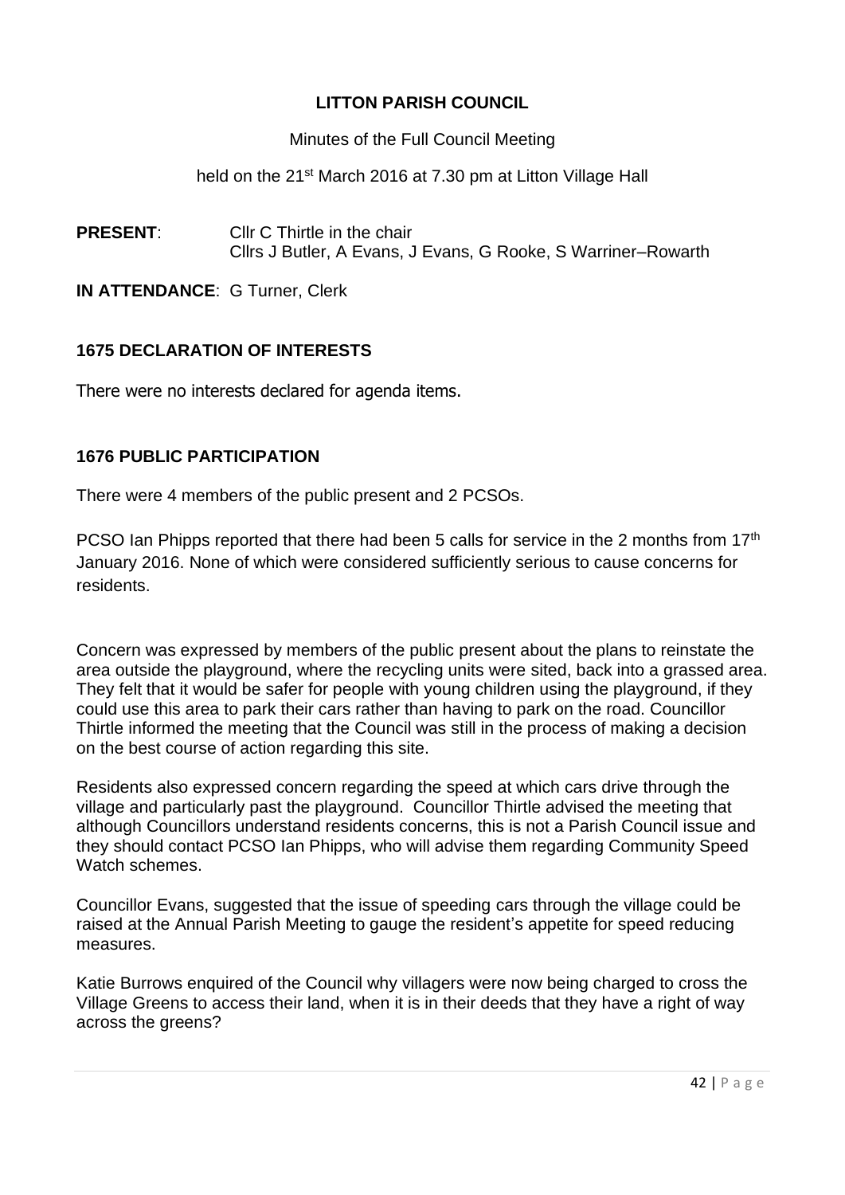# LITTON PARISH COUNCIL

Minutes of the Full Council Meeting

held on the 21st March 2016 at 7.30 pm at Litton Village Hall

**PRESENT**: Cllr C Thirtle in the chair
Cllrs J Butler, A Evans, J Evans, G Rooke, S Warriner–Rowarth

**IN ATTENDANCE**: G Turner, Clerk

## 1675 DECLARATION OF INTERESTS

There were no interests declared for agenda items.

## 1676 PUBLIC PARTICIPATION

There were 4 members of the public present and 2 PCSOs.

PCSO Ian Phipps reported that there had been 5 calls for service in the 2 months from 17th January 2016. None of which were considered sufficiently serious to cause concerns for residents.

Concern was expressed by members of the public present about the plans to reinstate the area outside the playground, where the recycling units were sited, back into a grassed area. They felt that it would be safer for people with young children using the playground, if they could use this area to park their cars rather than having to park on the road. Councillor Thirtle informed the meeting that the Council was still in the process of making a decision on the best course of action regarding this site.

Residents also expressed concern regarding the speed at which cars drive through the village and particularly past the playground. Councillor Thirtle advised the meeting that although Councillors understand residents concerns, this is not a Parish Council issue and they should contact PCSO Ian Phipps, who will advise them regarding Community Speed Watch schemes.

Councillor Evans, suggested that the issue of speeding cars through the village could be raised at the Annual Parish Meeting to gauge the resident's appetite for speed reducing measures.

Katie Burrows enquired of the Council why villagers were now being charged to cross the Village Greens to access their land, when it is in their deeds that they have a right of way across the greens?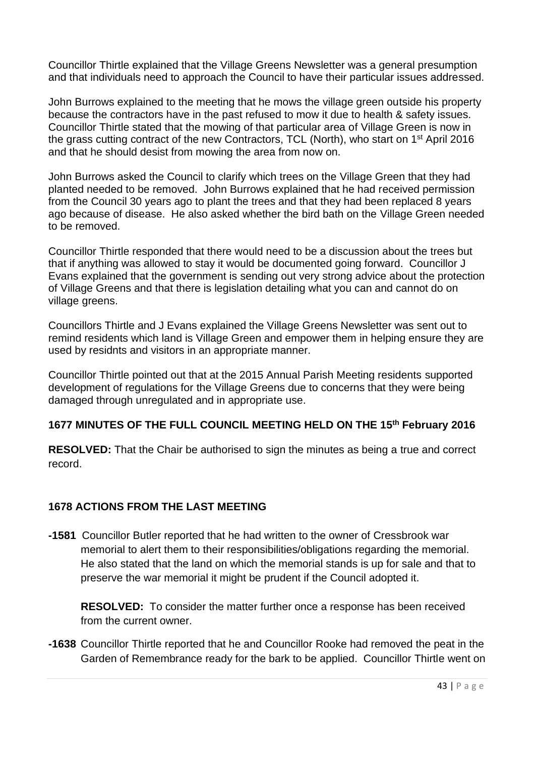Councillor Thirtle explained that the Village Greens Newsletter was a general presumption and that individuals need to approach the Council to have their particular issues addressed.

John Burrows explained to the meeting that he mows the village green outside his property because the contractors have in the past refused to mow it due to health & safety issues. Councillor Thirtle stated that the mowing of that particular area of Village Green is now in the grass cutting contract of the new Contractors, TCL (North), who start on 1st April 2016 and that he should desist from mowing the area from now on.

John Burrows asked the Council to clarify which trees on the Village Green that they had planted needed to be removed. John Burrows explained that he had received permission from the Council 30 years ago to plant the trees and that they had been replaced 8 years ago because of disease. He also asked whether the bird bath on the Village Green needed to be removed.

Councillor Thirtle responded that there would need to be a discussion about the trees but that if anything was allowed to stay it would be documented going forward. Councillor J Evans explained that the government is sending out very strong advice about the protection of Village Greens and that there is legislation detailing what you can and cannot do on village greens.

Councillors Thirtle and J Evans explained the Village Greens Newsletter was sent out to remind residents which land is Village Green and empower them in helping ensure they are used by residnts and visitors in an appropriate manner.

Councillor Thirtle pointed out that at the 2015 Annual Parish Meeting residents supported development of regulations for the Village Greens due to concerns that they were being damaged through unregulated and in appropriate use.

**1677 MINUTES OF THE FULL COUNCIL MEETING HELD ON THE 15th February 2016**

**RESOLVED:** That the Chair be authorised to sign the minutes as being a true and correct record.

**1678 ACTIONS FROM THE LAST MEETING**

**-1581** Councillor Butler reported that he had written to the owner of Cressbrook war memorial to alert them to their responsibilities/obligations regarding the memorial. He also stated that the land on which the memorial stands is up for sale and that to preserve the war memorial it might be prudent if the Council adopted it.

**RESOLVED:** To consider the matter further once a response has been received from the current owner.

**-1638** Councillor Thirtle reported that he and Councillor Rooke had removed the peat in the Garden of Remembrance ready for the bark to be applied. Councillor Thirtle went on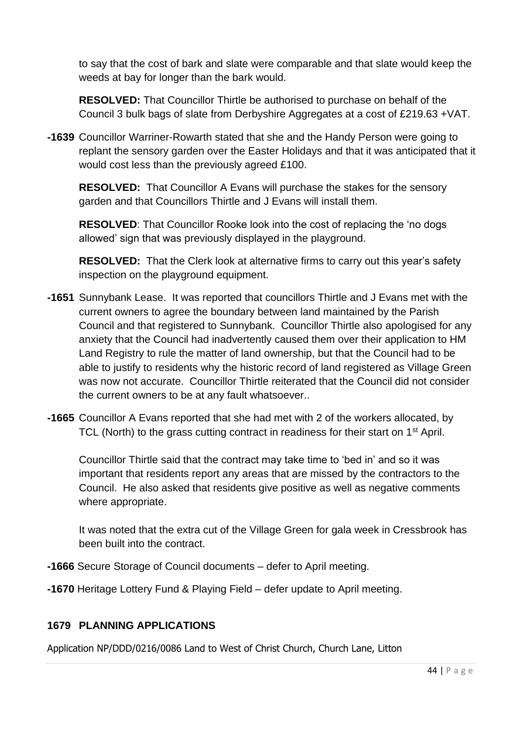to say that the cost of bark and slate were comparable and that slate would keep the weeds at bay for longer than the bark would.

**RESOLVED:** That Councillor Thirtle be authorised to purchase on behalf of the Council 3 bulk bags of slate from Derbyshire Aggregates at a cost of £219.63 +VAT.

**-1639** Councillor Warriner-Rowarth stated that she and the Handy Person were going to replant the sensory garden over the Easter Holidays and that it was anticipated that it would cost less than the previously agreed £100.

**RESOLVED:** That Councillor A Evans will purchase the stakes for the sensory garden and that Councillors Thirtle and J Evans will install them.

**RESOLVED**: That Councillor Rooke look into the cost of replacing the 'no dogs allowed' sign that was previously displayed in the playground.

**RESOLVED:** That the Clerk look at alternative firms to carry out this year's safety inspection on the playground equipment.

**-1651** Sunnybank Lease. It was reported that councillors Thirtle and J Evans met with the current owners to agree the boundary between land maintained by the Parish Council and that registered to Sunnybank. Councillor Thirtle also apologised for any anxiety that the Council had inadvertently caused them over their application to HM Land Registry to rule the matter of land ownership, but that the Council had to be able to justify to residents why the historic record of land registered as Village Green was now not accurate. Councillor Thirtle reiterated that the Council did not consider the current owners to be at any fault whatsoever..

**-1665** Councillor A Evans reported that she had met with 2 of the workers allocated, by TCL (North) to the grass cutting contract in readiness for their start on 1st April.

Councillor Thirtle said that the contract may take time to 'bed in' and so it was important that residents report any areas that are missed by the contractors to the Council. He also asked that residents give positive as well as negative comments where appropriate.

It was noted that the extra cut of the Village Green for gala week in Cressbrook has been built into the contract.

**-1666** Secure Storage of Council documents – defer to April meeting.

**-1670** Heritage Lottery Fund & Playing Field – defer update to April meeting.

## 1679 PLANNING APPLICATIONS

Application NP/DDD/0216/0086 Land to West of Christ Church, Church Lane, Litton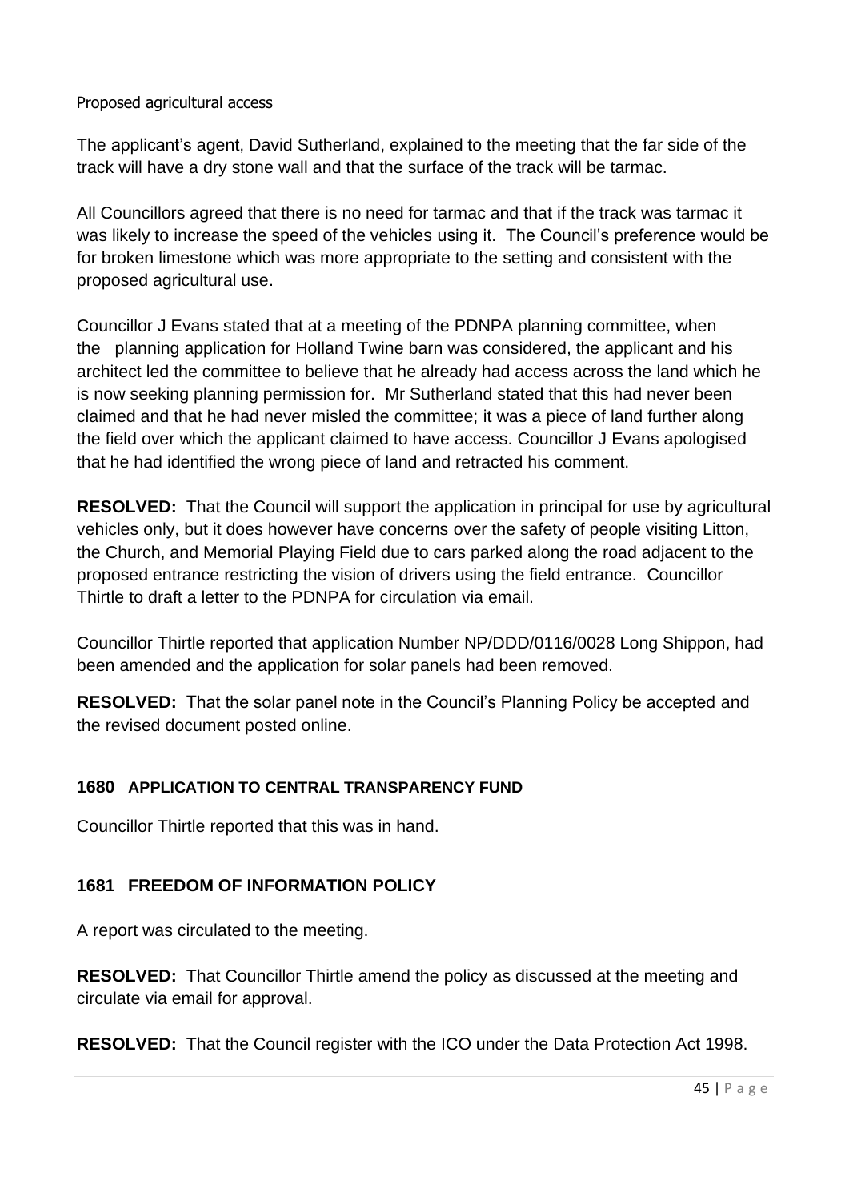Proposed agricultural access

The applicant's agent, David Sutherland, explained to the meeting that the far side of the track will have a dry stone wall and that the surface of the track will be tarmac.

All Councillors agreed that there is no need for tarmac and that if the track was tarmac it was likely to increase the speed of the vehicles using it. The Council's preference would be for broken limestone which was more appropriate to the setting and consistent with the proposed agricultural use.

Councillor J Evans stated that at a meeting of the PDNPA planning committee, when the planning application for Holland Twine barn was considered, the applicant and his architect led the committee to believe that he already had access across the land which he is now seeking planning permission for. Mr Sutherland stated that this had never been claimed and that he had never misled the committee; it was a piece of land further along the field over which the applicant claimed to have access. Councillor J Evans apologised that he had identified the wrong piece of land and retracted his comment.

**RESOLVED:** That the Council will support the application in principal for use by agricultural vehicles only, but it does however have concerns over the safety of people visiting Litton, the Church, and Memorial Playing Field due to cars parked along the road adjacent to the proposed entrance restricting the vision of drivers using the field entrance. Councillor Thirtle to draft a letter to the PDNPA for circulation via email.

Councillor Thirtle reported that application Number NP/DDD/0116/0028 Long Shippon, had been amended and the application for solar panels had been removed.

**RESOLVED:** That the solar panel note in the Council's Planning Policy be accepted and the revised document posted online.

### 1680 APPLICATION TO CENTRAL TRANSPARENCY FUND

Councillor Thirtle reported that this was in hand.

### 1681 FREEDOM OF INFORMATION POLICY

A report was circulated to the meeting.

**RESOLVED:** That Councillor Thirtle amend the policy as discussed at the meeting and circulate via email for approval.

**RESOLVED:** That the Council register with the ICO under the Data Protection Act 1998.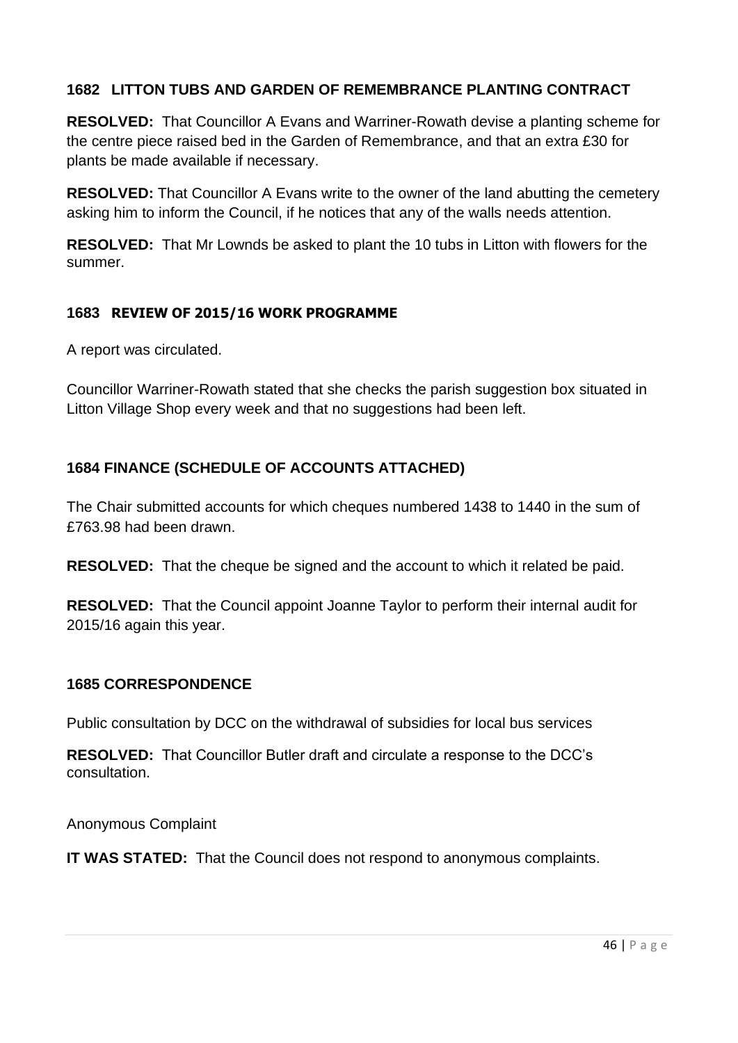## 1682 LITTON TUBS AND GARDEN OF REMEMBRANCE PLANTING CONTRACT

**RESOLVED:** That Councillor A Evans and Warriner-Rowath devise a planting scheme for the centre piece raised bed in the Garden of Remembrance, and that an extra £30 for plants be made available if necessary.

**RESOLVED:** That Councillor A Evans write to the owner of the land abutting the cemetery asking him to inform the Council, if he notices that any of the walls needs attention.

**RESOLVED:** That Mr Lownds be asked to plant the 10 tubs in Litton with flowers for the summer.

## 1683 REVIEW OF 2015/16 WORK PROGRAMME

A report was circulated.

Councillor Warriner-Rowath stated that she checks the parish suggestion box situated in Litton Village Shop every week and that no suggestions had been left.

## 1684 FINANCE (SCHEDULE OF ACCOUNTS ATTACHED)

The Chair submitted accounts for which cheques numbered 1438 to 1440 in the sum of £763.98 had been drawn.

**RESOLVED:** That the cheque be signed and the account to which it related be paid.

**RESOLVED:** That the Council appoint Joanne Taylor to perform their internal audit for 2015/16 again this year.

## 1685 CORRESPONDENCE

Public consultation by DCC on the withdrawal of subsidies for local bus services

**RESOLVED:** That Councillor Butler draft and circulate a response to the DCC's consultation.

Anonymous Complaint

**IT WAS STATED:** That the Council does not respond to anonymous complaints.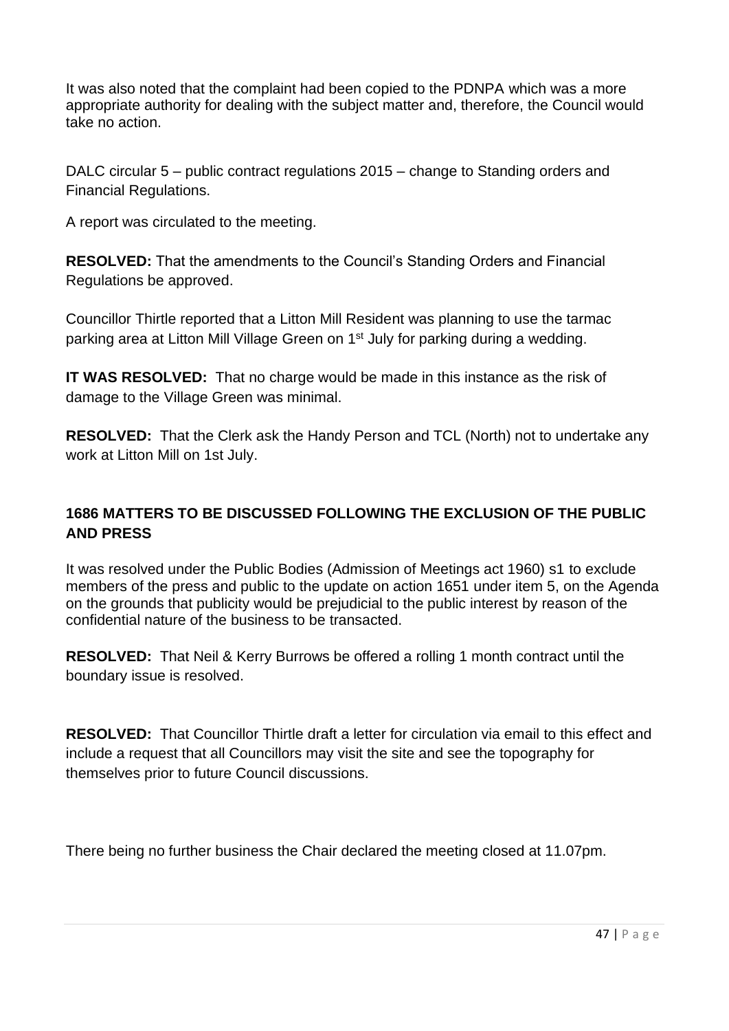It was also noted that the complaint had been copied to the PDNPA which was a more appropriate authority for dealing with the subject matter and, therefore, the Council would take no action.

DALC circular 5 – public contract regulations 2015 – change to Standing orders and Financial Regulations.

A report was circulated to the meeting.

**RESOLVED:** That the amendments to the Council's Standing Orders and Financial Regulations be approved.

Councillor Thirtle reported that a Litton Mill Resident was planning to use the tarmac parking area at Litton Mill Village Green on 1st July for parking during a wedding.

**IT WAS RESOLVED:** That no charge would be made in this instance as the risk of damage to the Village Green was minimal.

**RESOLVED:** That the Clerk ask the Handy Person and TCL (North) not to undertake any work at Litton Mill on 1st July.

## 1686 MATTERS TO BE DISCUSSED FOLLOWING THE EXCLUSION OF THE PUBLIC AND PRESS

It was resolved under the Public Bodies (Admission of Meetings act 1960) s1 to exclude members of the press and public to the update on action 1651 under item 5, on the Agenda on the grounds that publicity would be prejudicial to the public interest by reason of the confidential nature of the business to be transacted.

**RESOLVED:** That Neil & Kerry Burrows be offered a rolling 1 month contract until the boundary issue is resolved.

**RESOLVED:** That Councillor Thirtle draft a letter for circulation via email to this effect and include a request that all Councillors may visit the site and see the topography for themselves prior to future Council discussions.

There being no further business the Chair declared the meeting closed at 11.07pm.